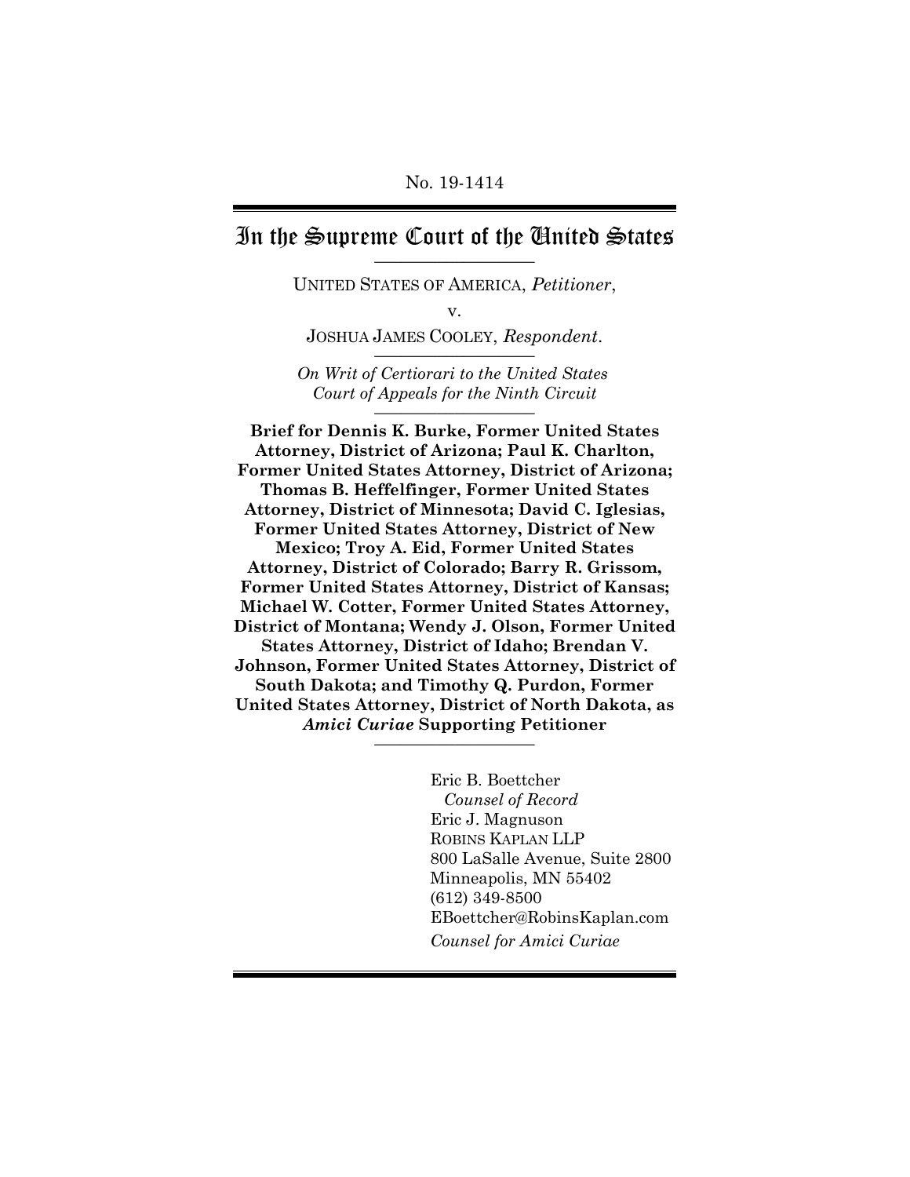No. 19-1414

# In the Supreme Court of the United States

UNITED STATES OF AMERICA, *Petitioner*,

v.

JOSHUA JAMES COOLEY, *Respondent*.

*On Writ of Certiorari to the United States Court of Appeals for the Ninth Circuit*

**Brief for Dennis K. Burke, Former United States Attorney, District of Arizona; Paul K. Charlton, Former United States Attorney, District of Arizona; Thomas B. Heffelfinger, Former United States Attorney, District of Minnesota; David C. Iglesias, Former United States Attorney, District of New Mexico; Troy A. Eid, Former United States Attorney, District of Colorado; Barry R. Grissom, Former United States Attorney, District of Kansas; Michael W. Cotter, Former United States Attorney, District of Montana; Wendy J. Olson, Former United States Attorney, District of Idaho; Brendan V. Johnson, Former United States Attorney, District of South Dakota; and Timothy Q. Purdon, Former United States Attorney, District of North Dakota, as *Amici Curiae* Supporting Petitioner**

Eric B. Boettcher
*Counsel of Record*
Eric J. Magnuson
ROBINS KAPLAN LLP
800 LaSalle Avenue, Suite 2800
Minneapolis, MN 55402
(612) 349-8500
EBoettcher@RobinsKaplan.com
*Counsel for Amici Curiae*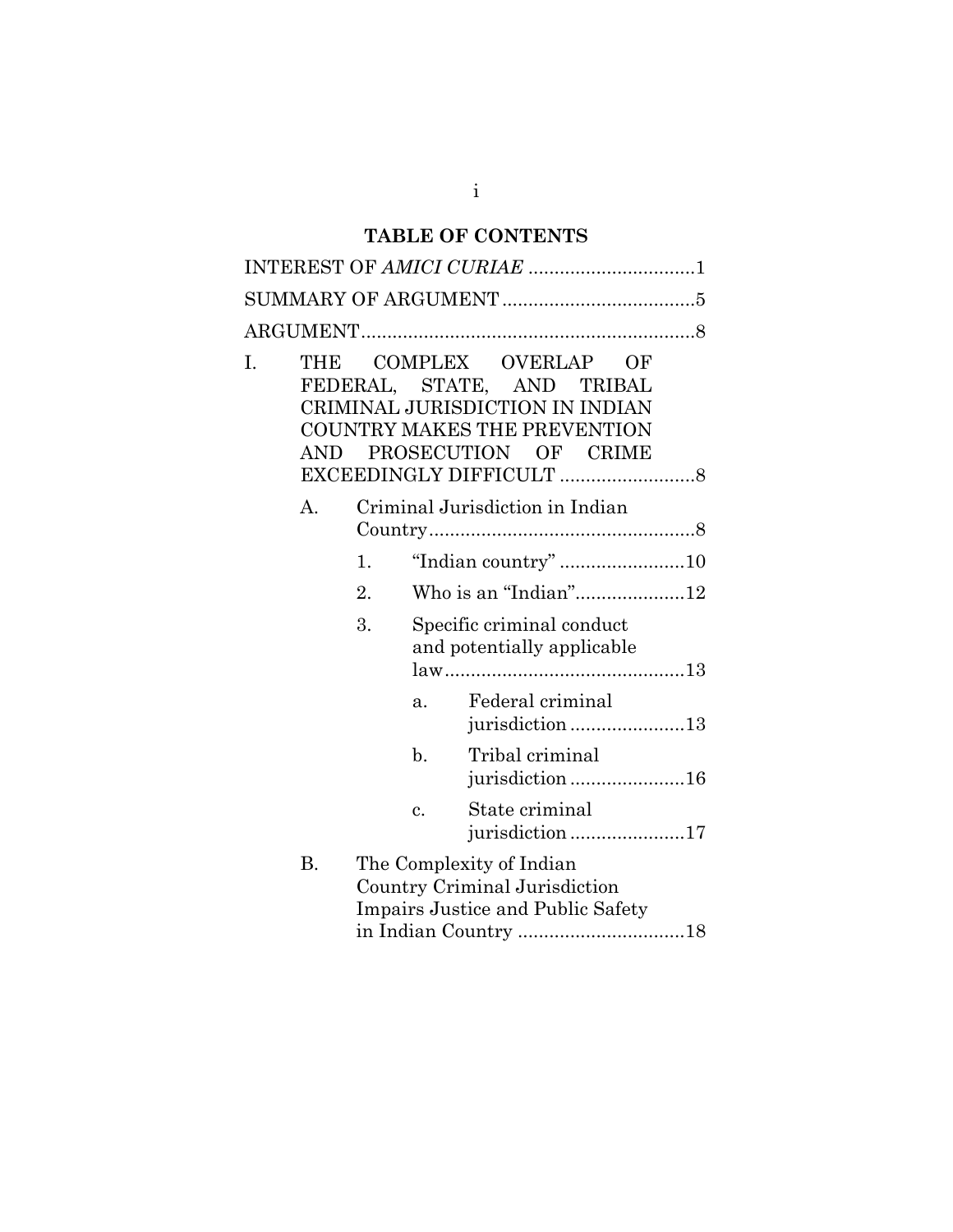## TABLE OF CONTENTS

INTEREST OF *AMICI CURIAE* ................................1

SUMMARY OF ARGUMENT ....................................5

ARGUMENT...............................................................8

I. THE COMPLEX OVERLAP OF FEDERAL, STATE, AND TRIBAL CRIMINAL JURISDICTION IN INDIAN COUNTRY MAKES THE PREVENTION AND PROSECUTION OF CRIME EXCEEDINGLY DIFFICULT ..........................8

   A. Criminal Jurisdiction in Indian Country...................................................8

      1. "Indian country" ........................10

      2. Who is an "Indian".....................12

      3. Specific criminal conduct and potentially applicable law..............................................13

         a. Federal criminal jurisdiction ......................13

         b. Tribal criminal jurisdiction ......................16

         c. State criminal jurisdiction ......................17

   B. The Complexity of Indian Country Criminal Jurisdiction Impairs Justice and Public Safety in Indian Country ................................18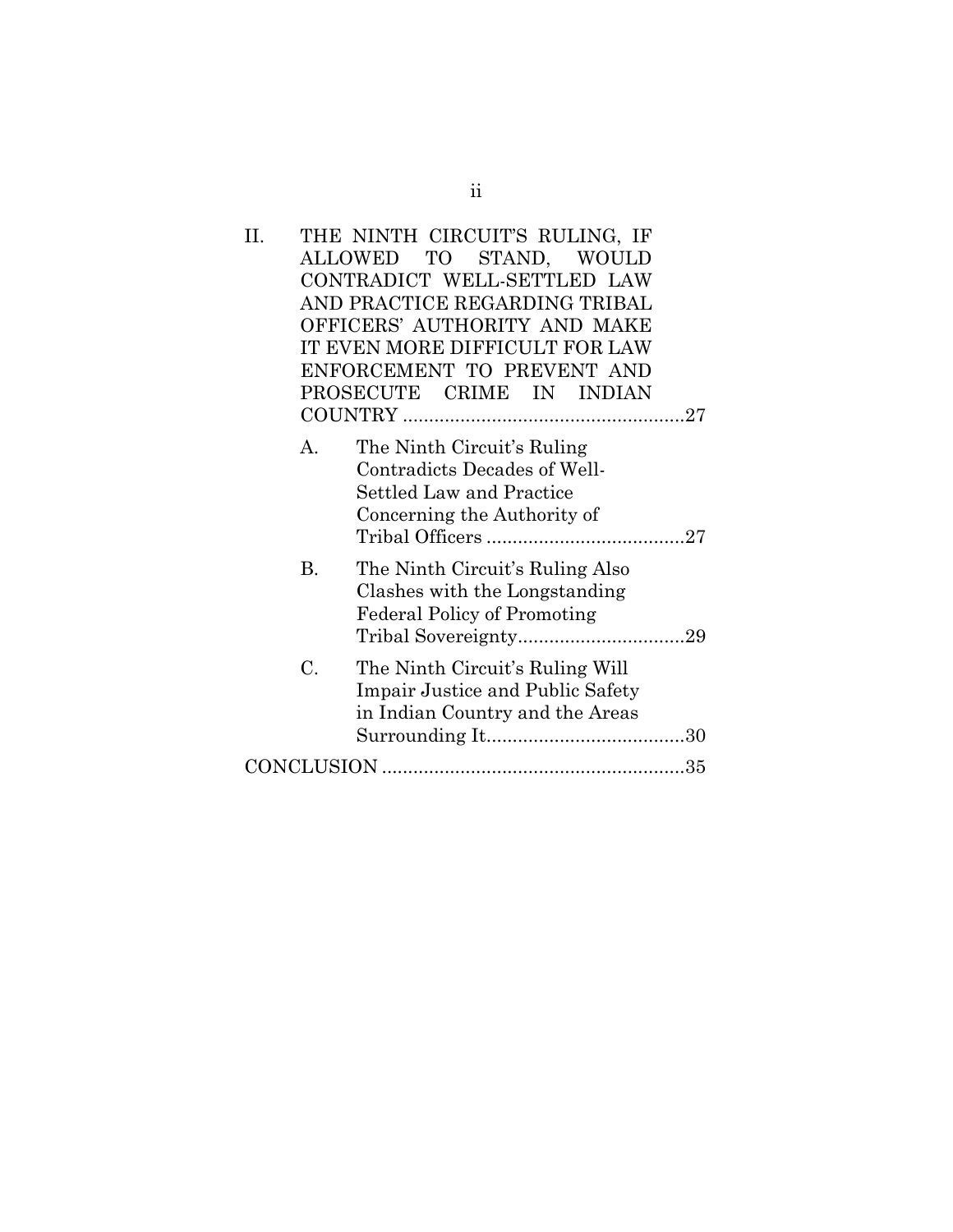II. THE NINTH CIRCUIT'S RULING, IF ALLOWED TO STAND, WOULD CONTRADICT WELL-SETTLED LAW AND PRACTICE REGARDING TRIBAL OFFICERS' AUTHORITY AND MAKE IT EVEN MORE DIFFICULT FOR LAW ENFORCEMENT TO PREVENT AND PROSECUTE CRIME IN INDIAN COUNTRY ......................................................27

   A. The Ninth Circuit's Ruling Contradicts Decades of Well-Settled Law and Practice Concerning the Authority of Tribal Officers ......................................27

   B. The Ninth Circuit's Ruling Also Clashes with the Longstanding Federal Policy of Promoting Tribal Sovereignty................................29

   C. The Ninth Circuit's Ruling Will Impair Justice and Public Safety in Indian Country and the Areas Surrounding It......................................30

CONCLUSION ..........................................................35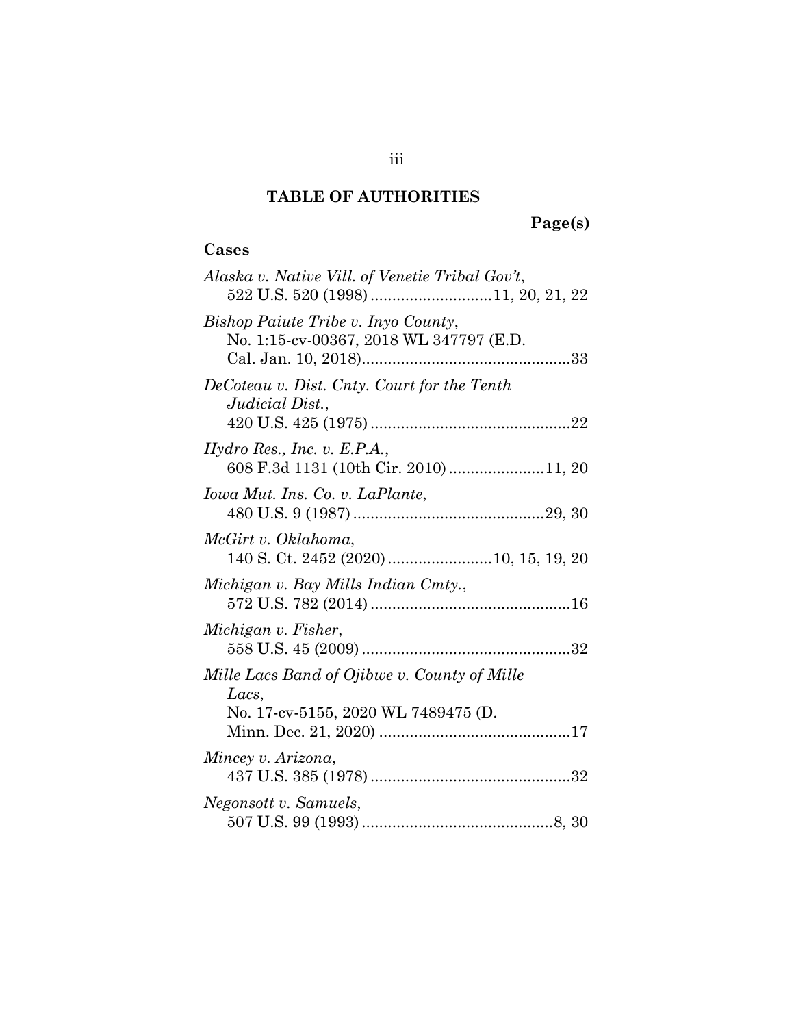# TABLE OF AUTHORITIES

**Page(s)**

## Cases

*Alaska v. Native Vill. of Venetie Tribal Gov't*, 522 U.S. 520 (1998) ............................11, 20, 21, 22

*Bishop Paiute Tribe v. Inyo County*, No. 1:15-cv-00367, 2018 WL 347797 (E.D. Cal. Jan. 10, 2018)................................................33

*DeCoteau v. Dist. Cnty. Court for the Tenth Judicial Dist.*, 420 U.S. 425 (1975) ..............................................22

*Hydro Res., Inc. v. E.P.A.*, 608 F.3d 1131 (10th Cir. 2010) ......................11, 20

*Iowa Mut. Ins. Co. v. LaPlante*, 480 U.S. 9 (1987) ............................................29, 30

*McGirt v. Oklahoma*, 140 S. Ct. 2452 (2020) ........................10, 15, 19, 20

*Michigan v. Bay Mills Indian Cmty.*, 572 U.S. 782 (2014) ..............................................16

*Michigan v. Fisher*, 558 U.S. 45 (2009) ................................................32

*Mille Lacs Band of Ojibwe v. County of Mille Lacs*, No. 17-cv-5155, 2020 WL 7489475 (D. Minn. Dec. 21, 2020) ............................................17

*Mincey v. Arizona*, 437 U.S. 385 (1978) ..............................................32

*Negonsott v. Samuels*, 507 U.S. 99 (1993) ............................................8, 30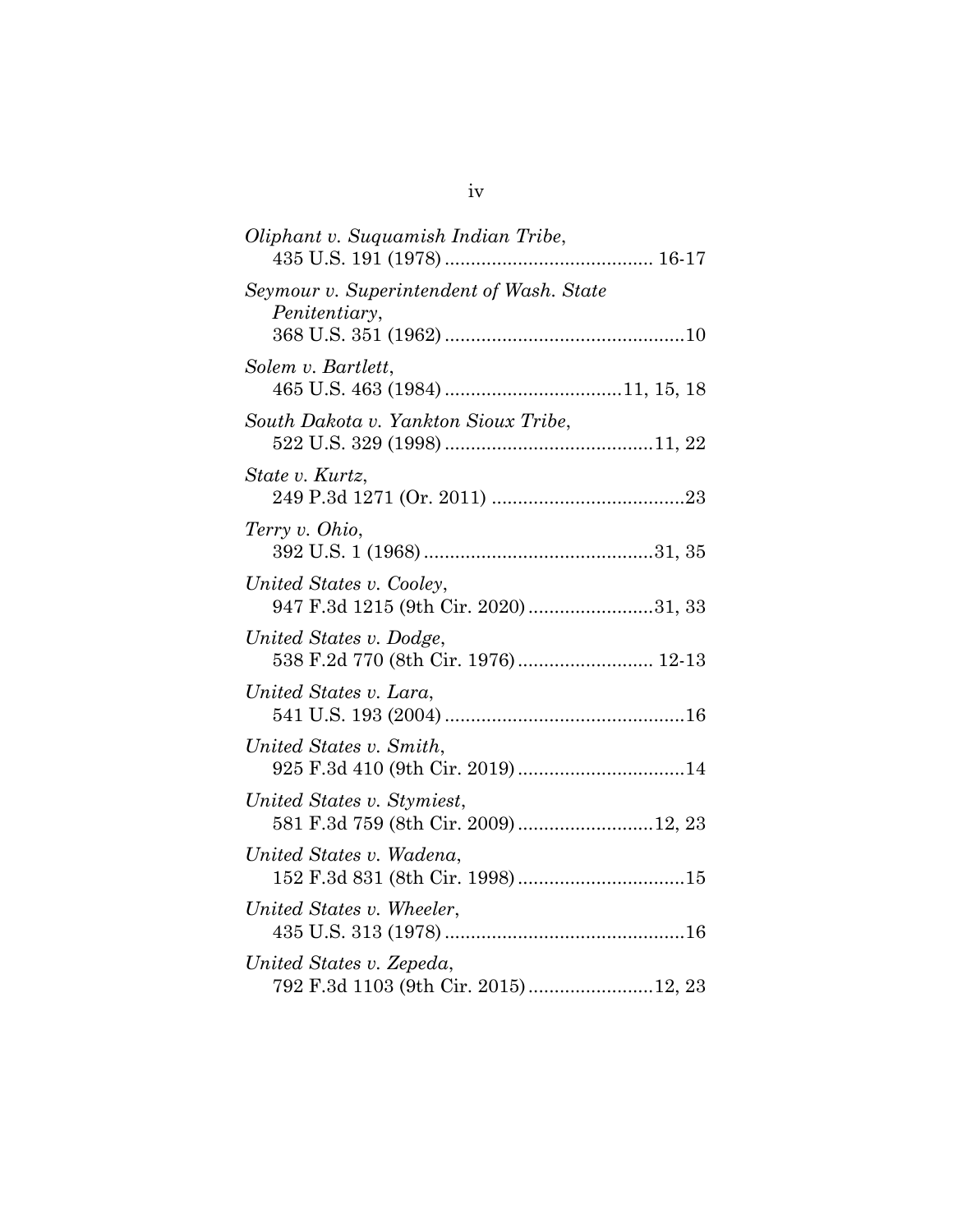*Oliphant v. Suquamish Indian Tribe*,
435 U.S. 191 (1978) ........................................ 16-17

*Seymour v. Superintendent of Wash. State Penitentiary*,
368 U.S. 351 (1962) ..............................................10

*Solem v. Bartlett*,
465 U.S. 463 (1984) ..................................11, 15, 18

*South Dakota v. Yankton Sioux Tribe*,
522 U.S. 329 (1998) ........................................11, 22

*State v. Kurtz*,
249 P.3d 1271 (Or. 2011) .....................................23

*Terry v. Ohio*,
392 U.S. 1 (1968) ............................................31, 35

*United States v. Cooley*,
947 F.3d 1215 (9th Cir. 2020) ........................31, 33

*United States v. Dodge*,
538 F.2d 770 (8th Cir. 1976) .......................... 12-13

*United States v. Lara*,
541 U.S. 193 (2004) ..............................................16

*United States v. Smith*,
925 F.3d 410 (9th Cir. 2019) ................................14

*United States v. Stymiest*,
581 F.3d 759 (8th Cir. 2009) ..........................12, 23

*United States v. Wadena*,
152 F.3d 831 (8th Cir. 1998) ................................15

*United States v. Wheeler*,
435 U.S. 313 (1978) ..............................................16

*United States v. Zepeda*,
792 F.3d 1103 (9th Cir. 2015) ........................12, 23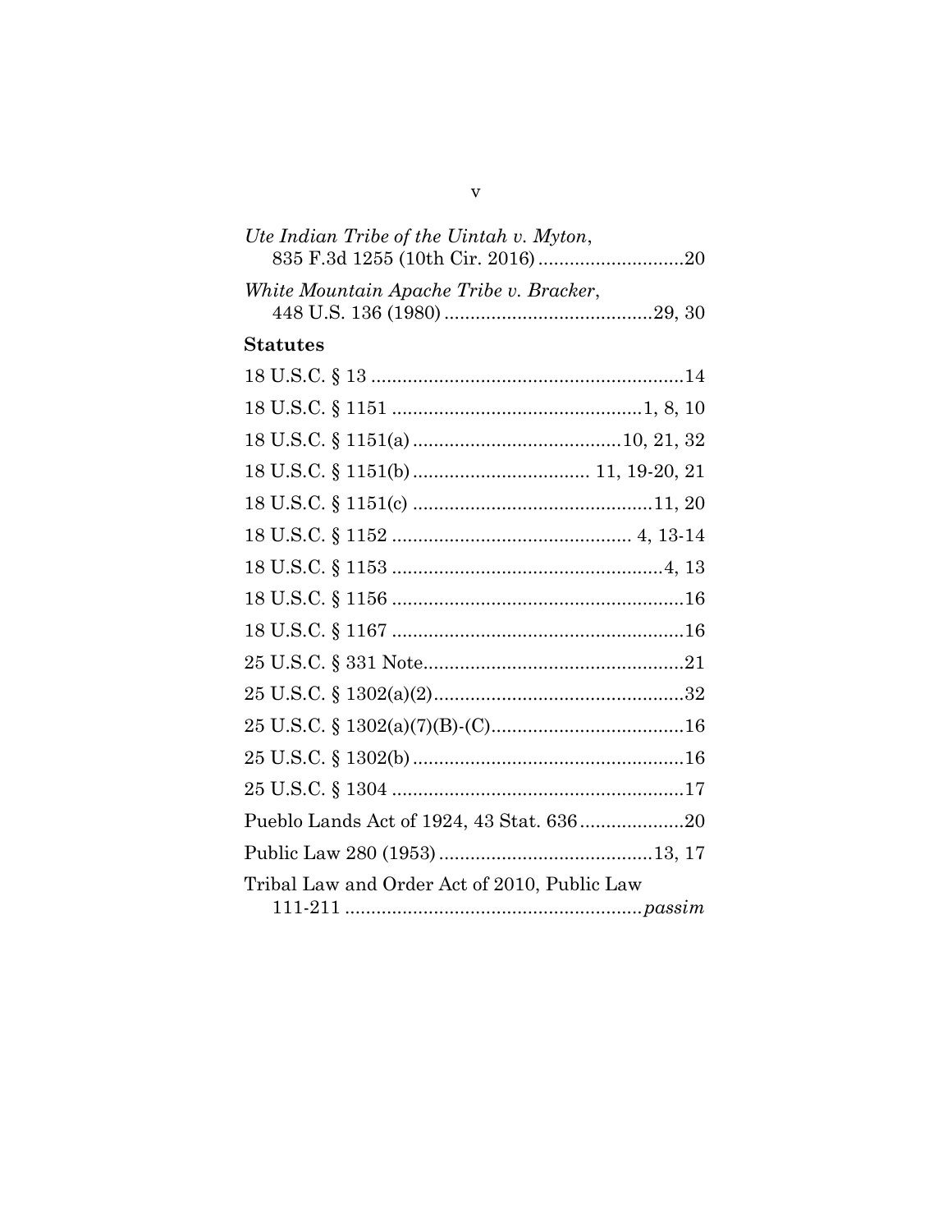*Ute Indian Tribe of the Uintah v. Myton*,
835 F.3d 1255 (10th Cir. 2016) ............................20

*White Mountain Apache Tribe v. Bracker*,
448 U.S. 136 (1980) ........................................29, 30

**Statutes**

18 U.S.C. § 13 ............................................................14

18 U.S.C. § 1151 ................................................1, 8, 10

18 U.S.C. § 1151(a) ........................................10, 21, 32

18 U.S.C. § 1151(b) .................................. 11, 19-20, 21

18 U.S.C. § 1151(c) ..............................................11, 20

18 U.S.C. § 1152 ............................................. 4, 13-14

18 U.S.C. § 1153 ....................................................4, 13

18 U.S.C. § 1156 ........................................................16

18 U.S.C. § 1167 ........................................................16

25 U.S.C. § 331 Note...................................................21

25 U.S.C. § 1302(a)(2)................................................32

25 U.S.C. § 1302(a)(7)(B)-(C).....................................16

25 U.S.C. § 1302(b) ....................................................16

25 U.S.C. § 1304 ........................................................17

Pueblo Lands Act of 1924, 43 Stat. 636....................20

Public Law 280 (1953) .........................................13, 17

Tribal Law and Order Act of 2010, Public Law
111-211 ........................................................*passim*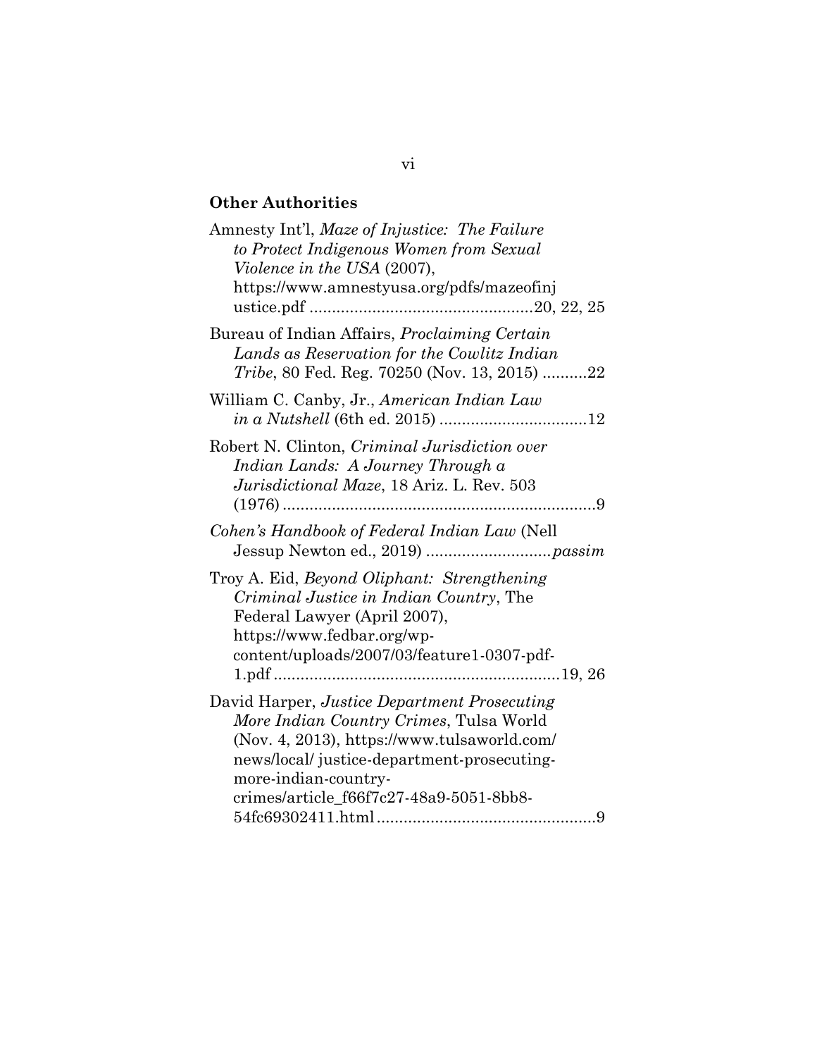**Other Authorities**

Amnesty Int'l, *Maze of Injustice: The Failure to Protect Indigenous Women from Sexual Violence in the USA* (2007), https://www.amnestyusa.org/pdfs/mazeofinjustice.pdf ..................................................20, 22, 25

Bureau of Indian Affairs, *Proclaiming Certain Lands as Reservation for the Cowlitz Indian Tribe*, 80 Fed. Reg. 70250 (Nov. 13, 2015) ..........22

William C. Canby, Jr., *American Indian Law in a Nutshell* (6th ed. 2015) .................................12

Robert N. Clinton, *Criminal Jurisdiction over Indian Lands: A Journey Through a Jurisdictional Maze*, 18 Ariz. L. Rev. 503 (1976) ......................................................................9

*Cohen's Handbook of Federal Indian Law* (Nell Jessup Newton ed., 2019) ............................*passim*

Troy A. Eid, *Beyond Oliphant: Strengthening Criminal Justice in Indian Country*, The Federal Lawyer (April 2007), https://www.fedbar.org/wp-content/uploads/2007/03/feature1-0307-pdf-1.pdf ...............................................................19, 26

David Harper, *Justice Department Prosecuting More Indian Country Crimes*, Tulsa World (Nov. 4, 2013), https://www.tulsaworld.com/news/local/ justice-department-prosecuting-more-indian-country-crimes/article_f66f7c27-48a9-5051-8bb8-54fc69302411.html.................................................9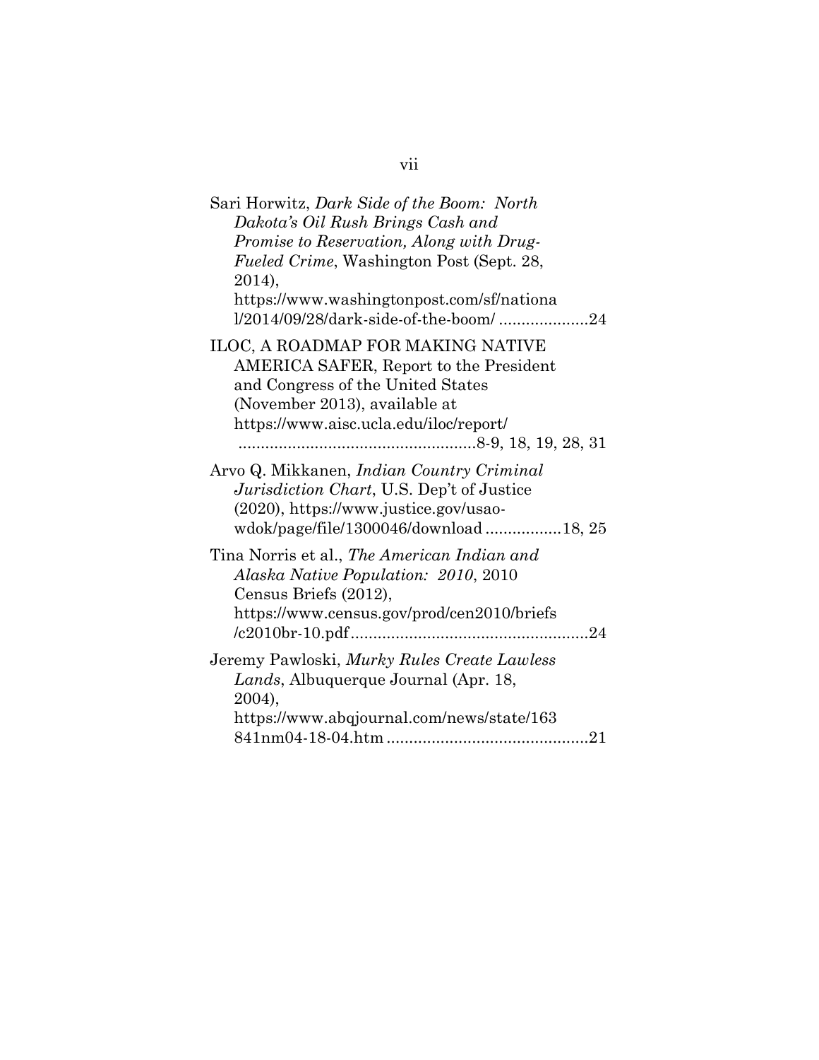Sari Horwitz, *Dark Side of the Boom: North Dakota's Oil Rush Brings Cash and Promise to Reservation, Along with Drug-Fueled Crime*, Washington Post (Sept. 28, 2014), https://www.washingtonpost.com/sf/national/2014/09/28/dark-side-of-the-boom/ ....................24

ILOC, A ROADMAP FOR MAKING NATIVE AMERICA SAFER, Report to the President and Congress of the United States (November 2013), available at https://www.aisc.ucla.edu/iloc/report/ .....................................................8-9, 18, 19, 28, 31

Arvo Q. Mikkanen, *Indian Country Criminal Jurisdiction Chart*, U.S. Dep't of Justice (2020), https://www.justice.gov/usao-wdok/page/file/1300046/download .................18, 25

Tina Norris et al., *The American Indian and Alaska Native Population: 2010*, 2010 Census Briefs (2012), https://www.census.gov/prod/cen2010/briefs/c2010br-10.pdf.....................................................24

Jeremy Pawloski, *Murky Rules Create Lawless Lands*, Albuquerque Journal (Apr. 18, 2004), https://www.abqjournal.com/news/state/163841nm04-18-04.htm .............................................21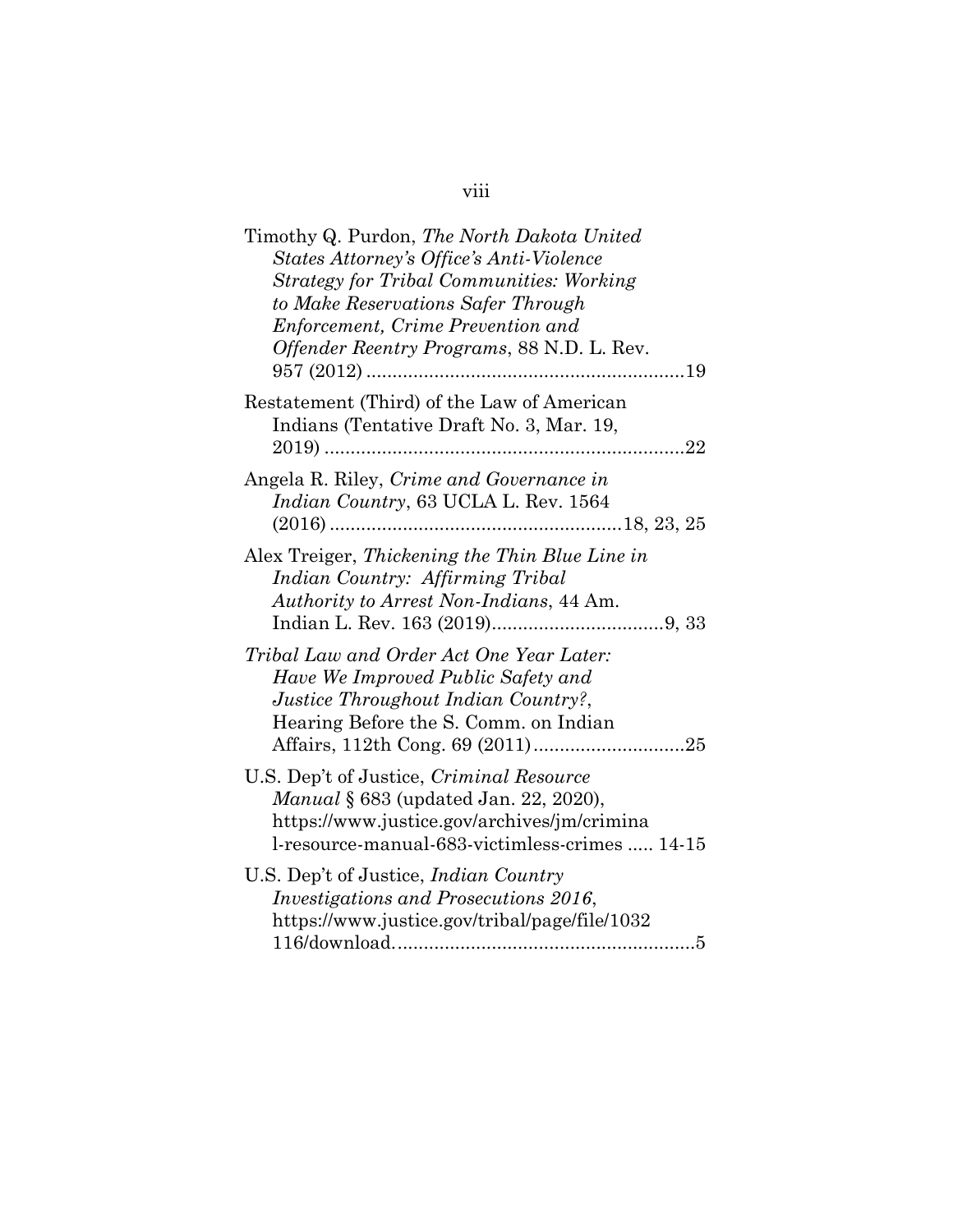Timothy Q. Purdon, *The North Dakota United States Attorney's Office's Anti-Violence Strategy for Tribal Communities: Working to Make Reservations Safer Through Enforcement, Crime Prevention and Offender Reentry Programs*, 88 N.D. L. Rev. 957 (2012) .............................................................19

Restatement (Third) of the Law of American Indians (Tentative Draft No. 3, Mar. 19, 2019) .....................................................................22

Angela R. Riley, *Crime and Governance in Indian Country*, 63 UCLA L. Rev. 1564 (2016) .......................................................18, 23, 25

Alex Treiger, *Thickening the Thin Blue Line in Indian Country: Affirming Tribal Authority to Arrest Non-Indians*, 44 Am. Indian L. Rev. 163 (2019).................................9, 33

*Tribal Law and Order Act One Year Later: Have We Improved Public Safety and Justice Throughout Indian Country?*, Hearing Before the S. Comm. on Indian Affairs, 112th Cong. 69 (2011)............................25

U.S. Dep't of Justice, *Criminal Resource Manual* § 683 (updated Jan. 22, 2020), https://www.justice.gov/archives/jm/criminal-resource-manual-683-victimless-crimes ..... 14-15

U.S. Dep't of Justice, *Indian Country Investigations and Prosecutions 2016*, https://www.justice.gov/tribal/page/file/1032116/download.........................................................5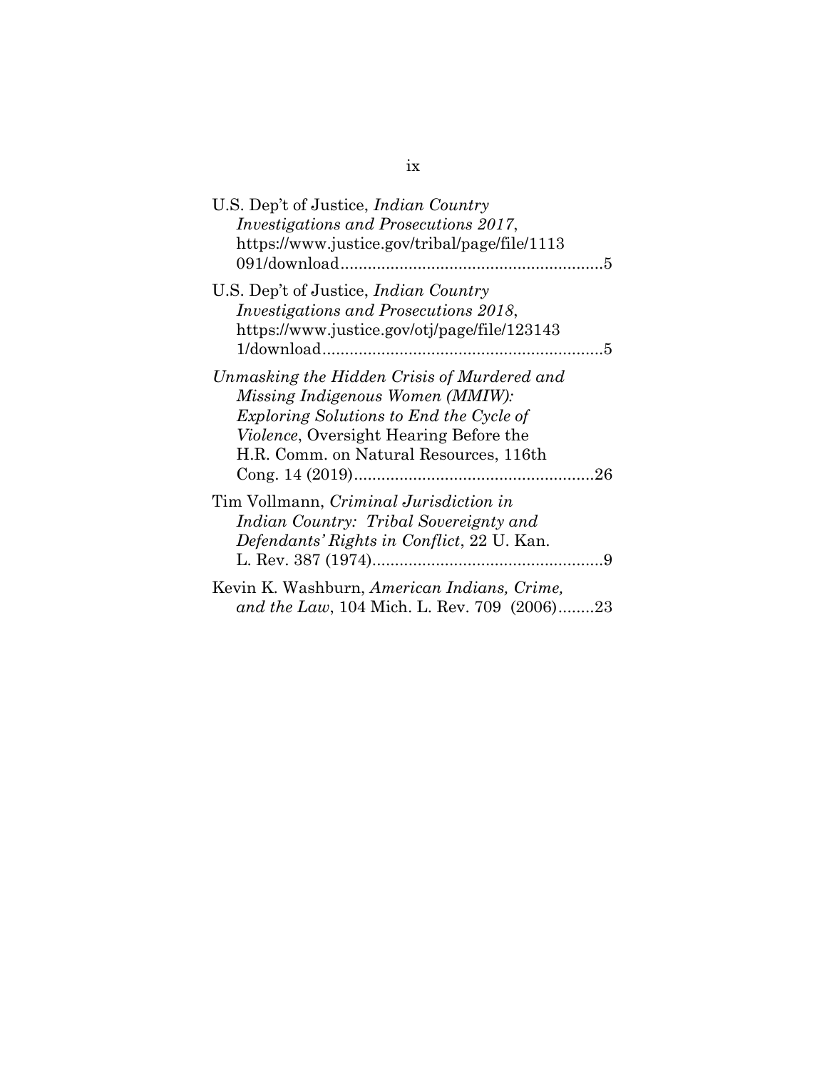U.S. Dep't of Justice, *Indian Country Investigations and Prosecutions 2017*, https://www.justice.gov/tribal/page/file/1113091/download..........................................................5

U.S. Dep't of Justice, *Indian Country Investigations and Prosecutions 2018*, https://www.justice.gov/otj/page/file/1231431/download..............................................................5

*Unmasking the Hidden Crisis of Murdered and Missing Indigenous Women (MMIW): Exploring Solutions to End the Cycle of Violence*, Oversight Hearing Before the H.R. Comm. on Natural Resources, 116th Cong. 14 (2019).....................................................26

Tim Vollmann, *Criminal Jurisdiction in Indian Country: Tribal Sovereignty and Defendants' Rights in Conflict*, 22 U. Kan. L. Rev. 387 (1974)...................................................9

Kevin K. Washburn, *American Indians, Crime, and the Law*, 104 Mich. L. Rev. 709 (2006)........23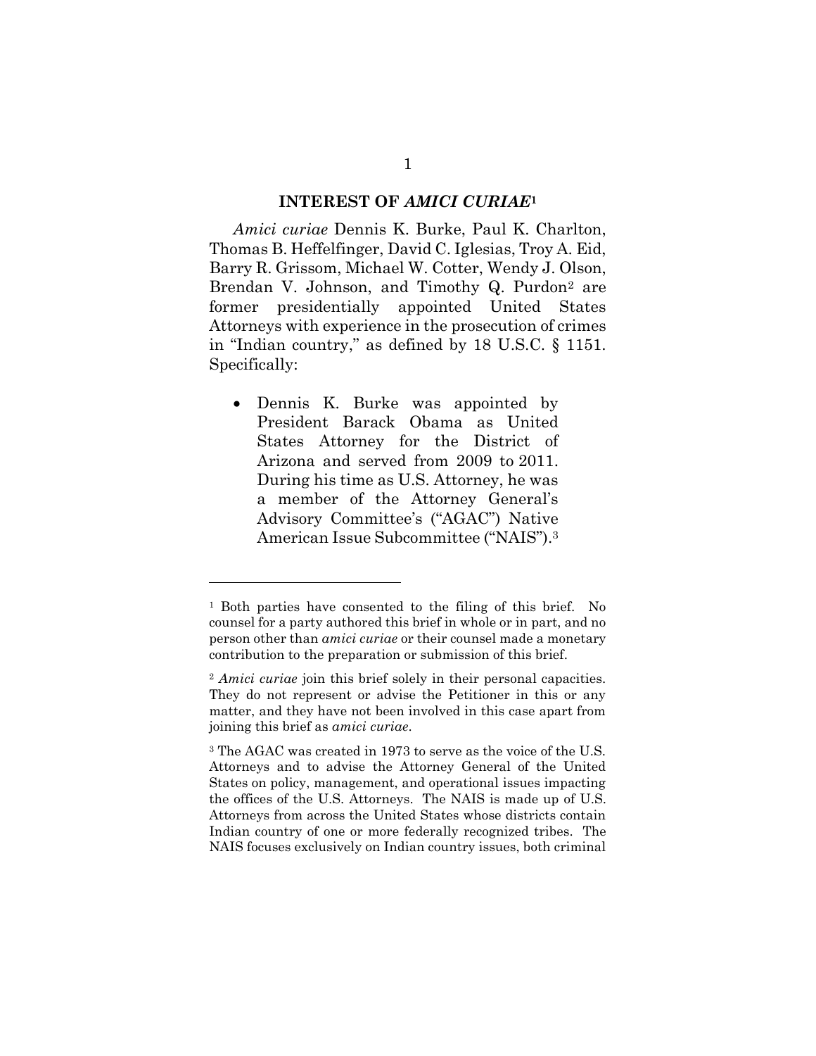## INTEREST OF *AMICI CURIAE*[1]

*Amici curiae* Dennis K. Burke, Paul K. Charlton, Thomas B. Heffelfinger, David C. Iglesias, Troy A. Eid, Barry R. Grissom, Michael W. Cotter, Wendy J. Olson, Brendan V. Johnson, and Timothy Q. Purdon[2] are former presidentially appointed United States Attorneys with experience in the prosecution of crimes in "Indian country," as defined by 18 U.S.C. § 1151. Specifically:

- Dennis K. Burke was appointed by President Barack Obama as United States Attorney for the District of Arizona and served from 2009 to 2011. During his time as U.S. Attorney, he was a member of the Attorney General's Advisory Committee's ("AGAC") Native American Issue Subcommittee ("NAIS").[3]

---

[1] Both parties have consented to the filing of this brief. No counsel for a party authored this brief in whole or in part, and no person other than *amici curiae* or their counsel made a monetary contribution to the preparation or submission of this brief.

[2] *Amici curiae* join this brief solely in their personal capacities. They do not represent or advise the Petitioner in this or any matter, and they have not been involved in this case apart from joining this brief as *amici curiae*.

[3] The AGAC was created in 1973 to serve as the voice of the U.S. Attorneys and to advise the Attorney General of the United States on policy, management, and operational issues impacting the offices of the U.S. Attorneys. The NAIS is made up of U.S. Attorneys from across the United States whose districts contain Indian country of one or more federally recognized tribes. The NAIS focuses exclusively on Indian country issues, both criminal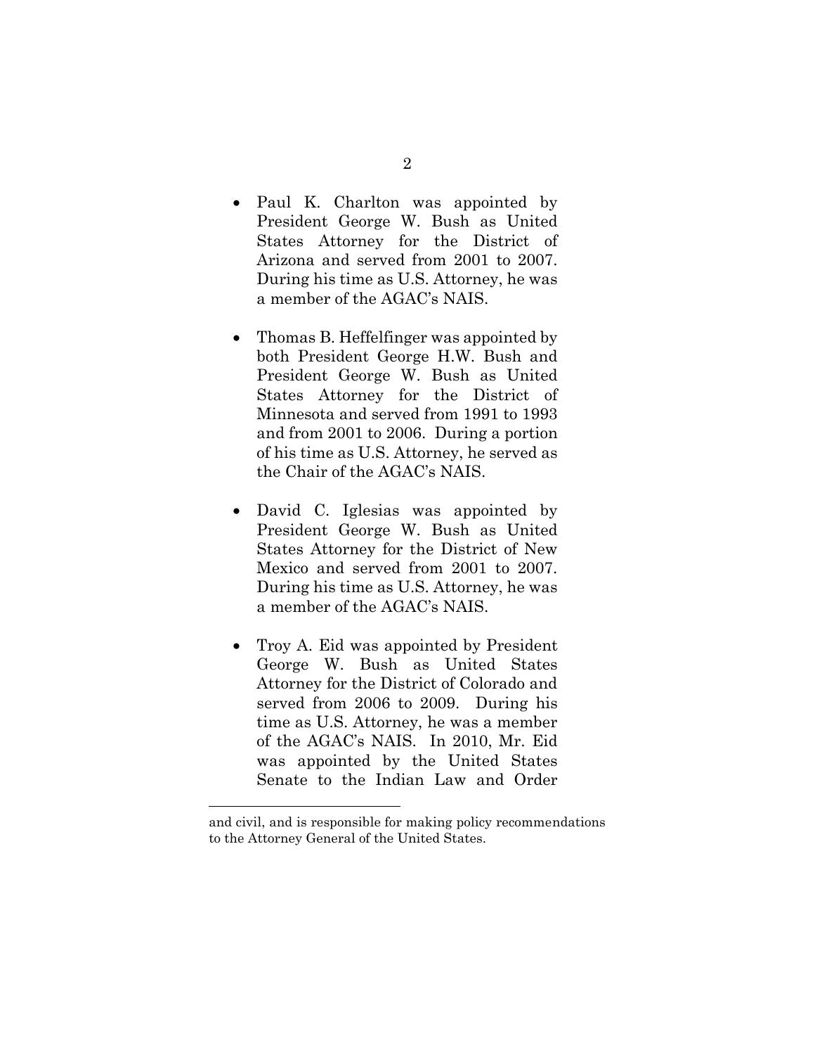- Paul K. Charlton was appointed by President George W. Bush as United States Attorney for the District of Arizona and served from 2001 to 2007. During his time as U.S. Attorney, he was a member of the AGAC's NAIS.

- Thomas B. Heffelfinger was appointed by both President George H.W. Bush and President George W. Bush as United States Attorney for the District of Minnesota and served from 1991 to 1993 and from 2001 to 2006. During a portion of his time as U.S. Attorney, he served as the Chair of the AGAC's NAIS.

- David C. Iglesias was appointed by President George W. Bush as United States Attorney for the District of New Mexico and served from 2001 to 2007. During his time as U.S. Attorney, he was a member of the AGAC's NAIS.

- Troy A. Eid was appointed by President George W. Bush as United States Attorney for the District of Colorado and served from 2006 to 2009. During his time as U.S. Attorney, he was a member of the AGAC's NAIS. In 2010, Mr. Eid was appointed by the United States Senate to the Indian Law and Order

---

and civil, and is responsible for making policy recommendations to the Attorney General of the United States.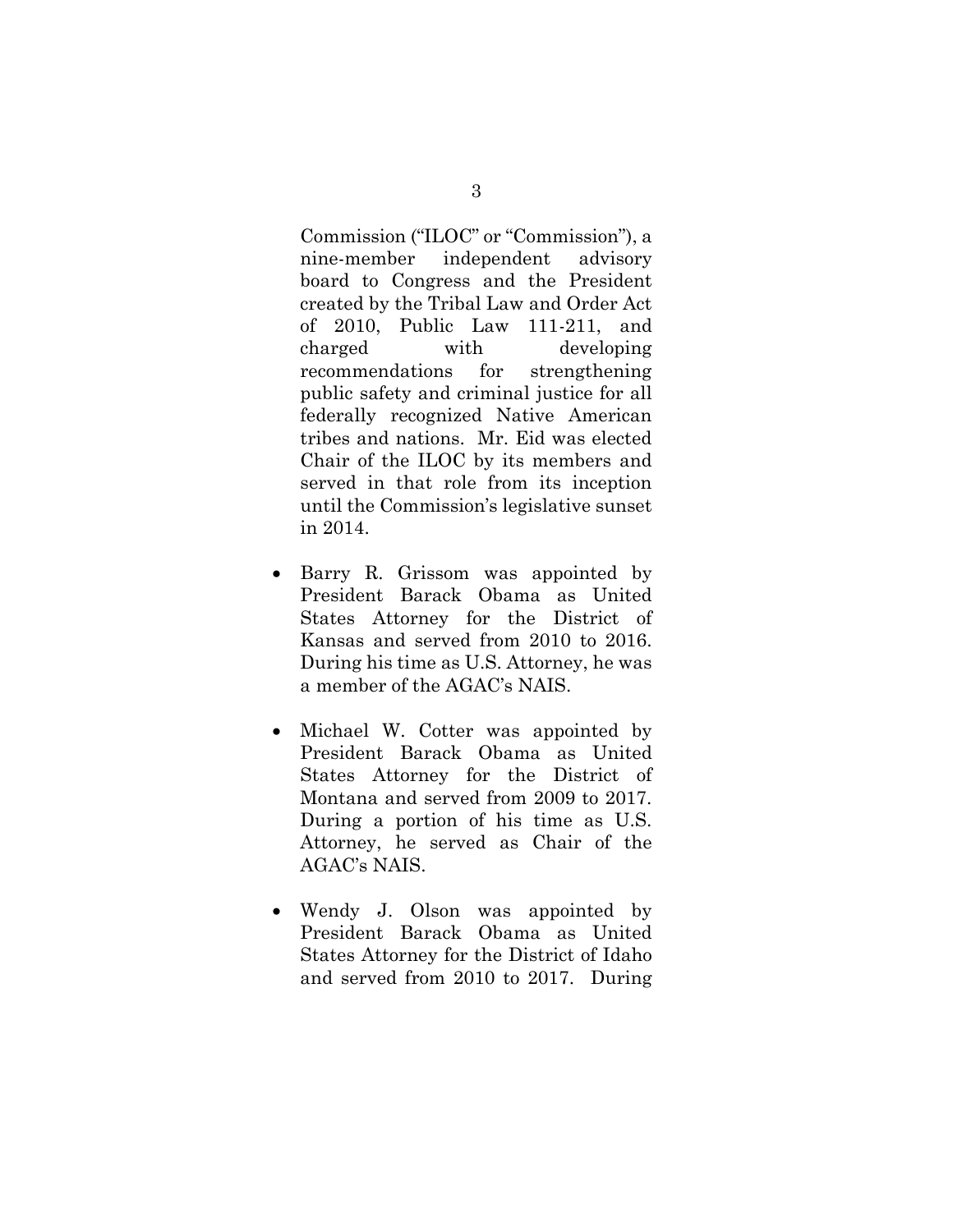Commission ("ILOC" or "Commission"), a nine-member independent advisory board to Congress and the President created by the Tribal Law and Order Act of 2010, Public Law 111-211, and charged with developing recommendations for strengthening public safety and criminal justice for all federally recognized Native American tribes and nations. Mr. Eid was elected Chair of the ILOC by its members and served in that role from its inception until the Commission's legislative sunset in 2014.

- Barry R. Grissom was appointed by President Barack Obama as United States Attorney for the District of Kansas and served from 2010 to 2016. During his time as U.S. Attorney, he was a member of the AGAC's NAIS.

- Michael W. Cotter was appointed by President Barack Obama as United States Attorney for the District of Montana and served from 2009 to 2017. During a portion of his time as U.S. Attorney, he served as Chair of the AGAC's NAIS.

- Wendy J. Olson was appointed by President Barack Obama as United States Attorney for the District of Idaho and served from 2010 to 2017. During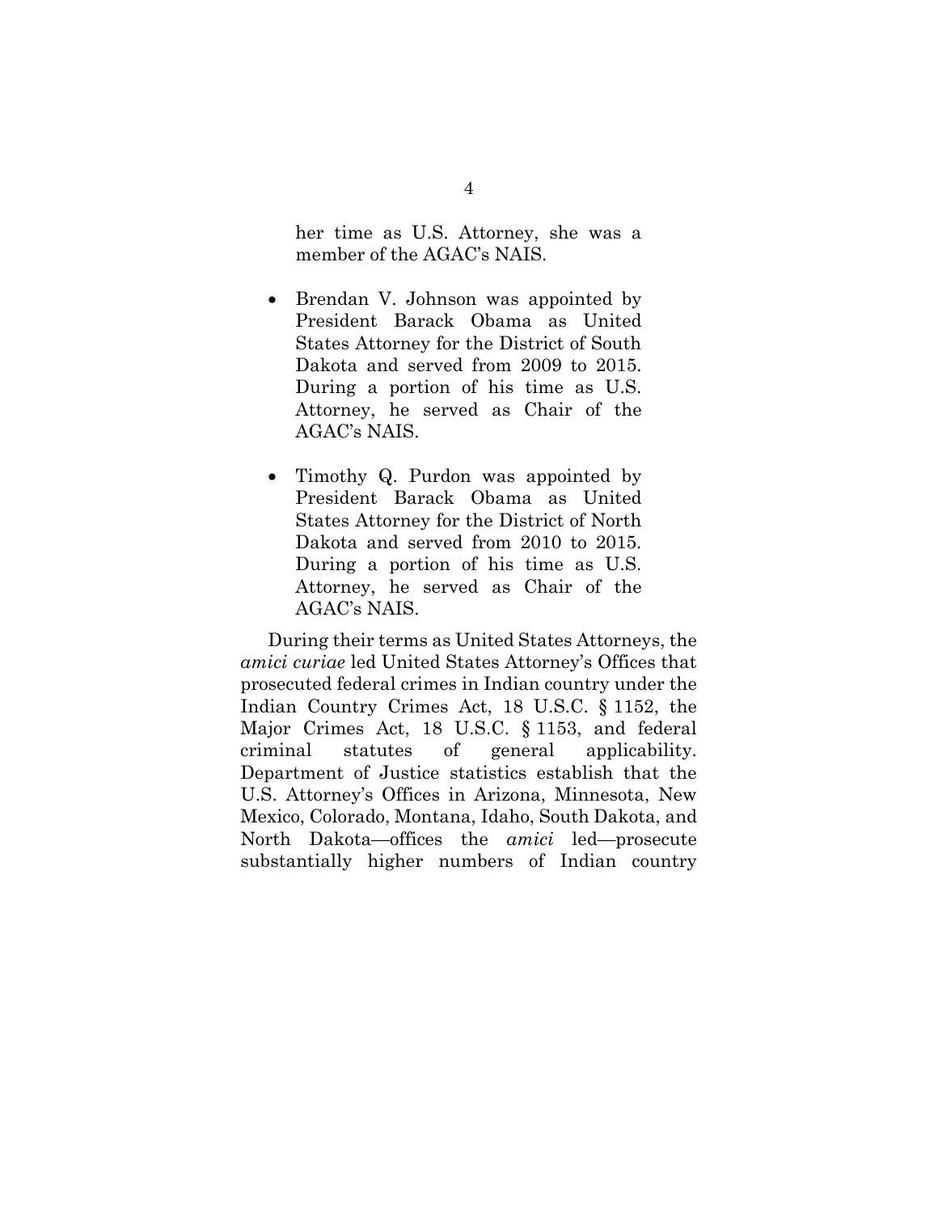her time as U.S. Attorney, she was a member of the AGAC's NAIS.

- Brendan V. Johnson was appointed by President Barack Obama as United States Attorney for the District of South Dakota and served from 2009 to 2015. During a portion of his time as U.S. Attorney, he served as Chair of the AGAC's NAIS.

- Timothy Q. Purdon was appointed by President Barack Obama as United States Attorney for the District of North Dakota and served from 2010 to 2015. During a portion of his time as U.S. Attorney, he served as Chair of the AGAC's NAIS.

During their terms as United States Attorneys, the *amici curiae* led United States Attorney's Offices that prosecuted federal crimes in Indian country under the Indian Country Crimes Act, 18 U.S.C. § 1152, the Major Crimes Act, 18 U.S.C. § 1153, and federal criminal statutes of general applicability. Department of Justice statistics establish that the U.S. Attorney's Offices in Arizona, Minnesota, New Mexico, Colorado, Montana, Idaho, South Dakota, and North Dakota—offices the *amici* led—prosecute substantially higher numbers of Indian country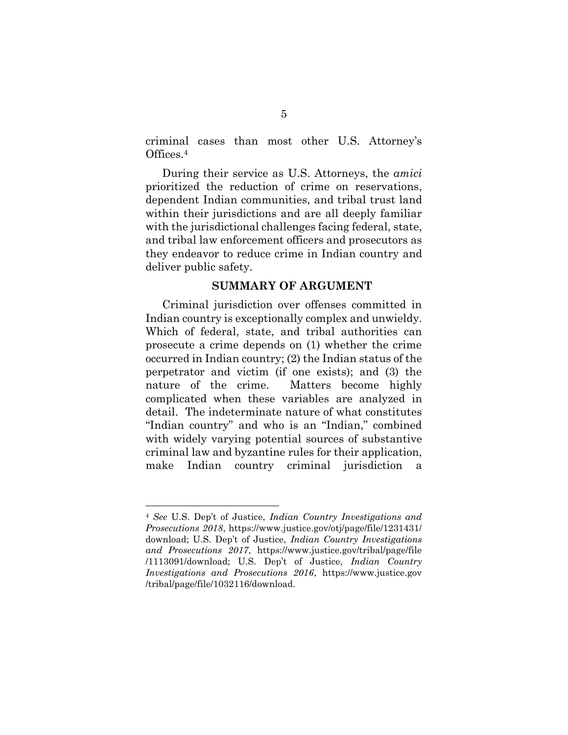criminal cases than most other U.S. Attorney's Offices.[4]

During their service as U.S. Attorneys, the *amici* prioritized the reduction of crime on reservations, dependent Indian communities, and tribal trust land within their jurisdictions and are all deeply familiar with the jurisdictional challenges facing federal, state, and tribal law enforcement officers and prosecutors as they endeavor to reduce crime in Indian country and deliver public safety.

## SUMMARY OF ARGUMENT

Criminal jurisdiction over offenses committed in Indian country is exceptionally complex and unwieldy. Which of federal, state, and tribal authorities can prosecute a crime depends on (1) whether the crime occurred in Indian country; (2) the Indian status of the perpetrator and victim (if one exists); and (3) the nature of the crime. Matters become highly complicated when these variables are analyzed in detail. The indeterminate nature of what constitutes "Indian country" and who is an "Indian," combined with widely varying potential sources of substantive criminal law and byzantine rules for their application, make Indian country criminal jurisdiction a

---

[4] *See* U.S. Dep't of Justice, *Indian Country Investigations and Prosecutions 2018*, https://www.justice.gov/otj/page/file/1231431/download; U.S. Dep't of Justice, *Indian Country Investigations and Prosecutions 2017*, https://www.justice.gov/tribal/page/file/1113091/download; U.S. Dep't of Justice, *Indian Country Investigations and Prosecutions 2016*, https://www.justice.gov/tribal/page/file/1032116/download.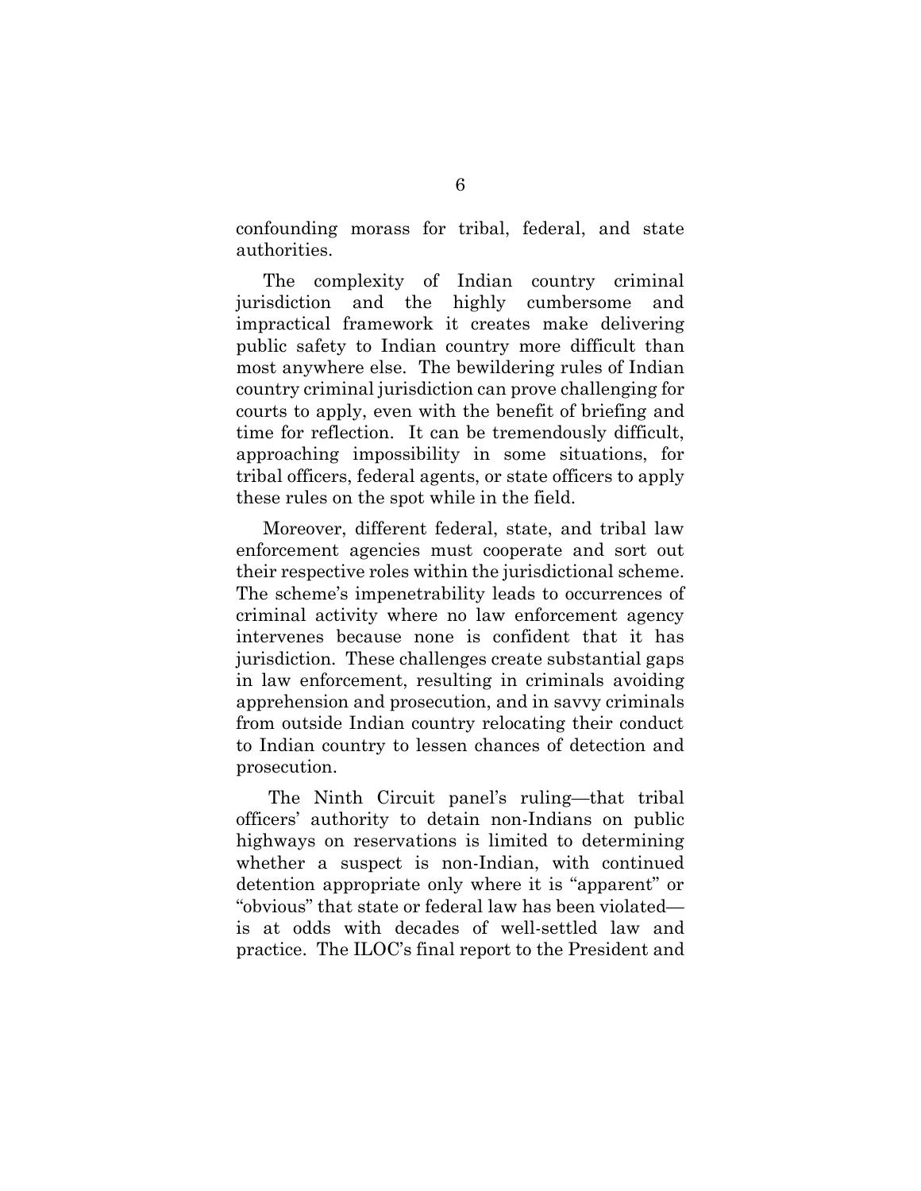confounding morass for tribal, federal, and state authorities.

The complexity of Indian country criminal jurisdiction and the highly cumbersome and impractical framework it creates make delivering public safety to Indian country more difficult than most anywhere else. The bewildering rules of Indian country criminal jurisdiction can prove challenging for courts to apply, even with the benefit of briefing and time for reflection. It can be tremendously difficult, approaching impossibility in some situations, for tribal officers, federal agents, or state officers to apply these rules on the spot while in the field.

Moreover, different federal, state, and tribal law enforcement agencies must cooperate and sort out their respective roles within the jurisdictional scheme. The scheme's impenetrability leads to occurrences of criminal activity where no law enforcement agency intervenes because none is confident that it has jurisdiction. These challenges create substantial gaps in law enforcement, resulting in criminals avoiding apprehension and prosecution, and in savvy criminals from outside Indian country relocating their conduct to Indian country to lessen chances of detection and prosecution.

The Ninth Circuit panel's ruling—that tribal officers' authority to detain non-Indians on public highways on reservations is limited to determining whether a suspect is non-Indian, with continued detention appropriate only where it is "apparent" or "obvious" that state or federal law has been violated—is at odds with decades of well-settled law and practice. The ILOC's final report to the President and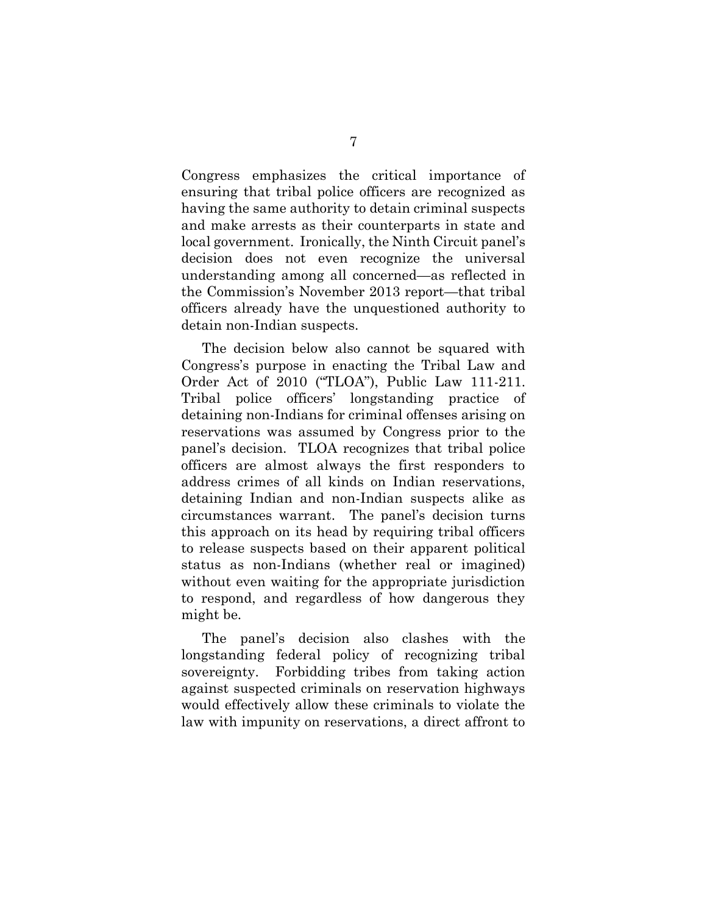Congress emphasizes the critical importance of ensuring that tribal police officers are recognized as having the same authority to detain criminal suspects and make arrests as their counterparts in state and local government. Ironically, the Ninth Circuit panel's decision does not even recognize the universal understanding among all concerned—as reflected in the Commission's November 2013 report—that tribal officers already have the unquestioned authority to detain non-Indian suspects.

The decision below also cannot be squared with Congress's purpose in enacting the Tribal Law and Order Act of 2010 ("TLOA"), Public Law 111-211. Tribal police officers' longstanding practice of detaining non-Indians for criminal offenses arising on reservations was assumed by Congress prior to the panel's decision. TLOA recognizes that tribal police officers are almost always the first responders to address crimes of all kinds on Indian reservations, detaining Indian and non-Indian suspects alike as circumstances warrant. The panel's decision turns this approach on its head by requiring tribal officers to release suspects based on their apparent political status as non-Indians (whether real or imagined) without even waiting for the appropriate jurisdiction to respond, and regardless of how dangerous they might be.

The panel's decision also clashes with the longstanding federal policy of recognizing tribal sovereignty. Forbidding tribes from taking action against suspected criminals on reservation highways would effectively allow these criminals to violate the law with impunity on reservations, a direct affront to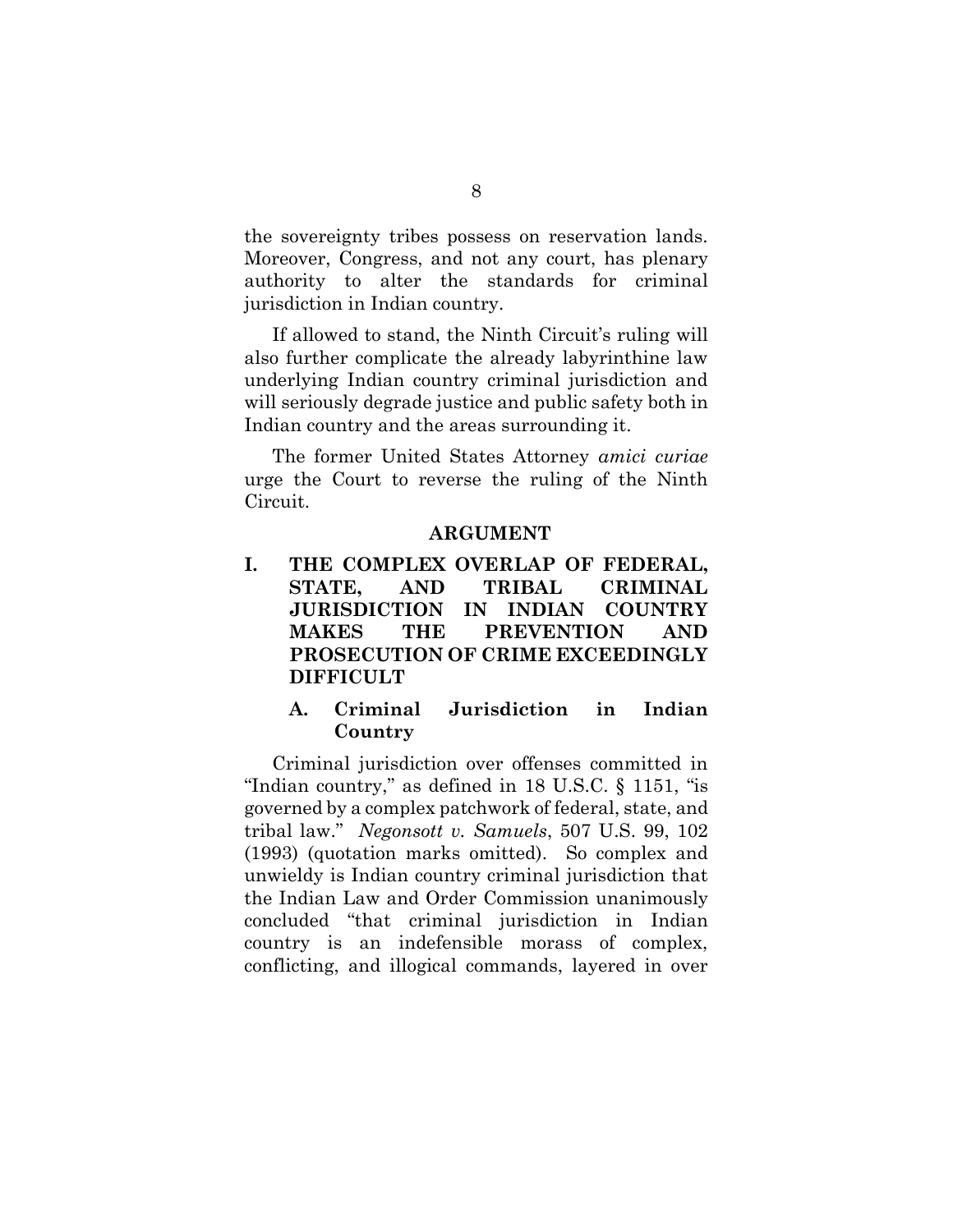the sovereignty tribes possess on reservation lands. Moreover, Congress, and not any court, has plenary authority to alter the standards for criminal jurisdiction in Indian country.

If allowed to stand, the Ninth Circuit's ruling will also further complicate the already labyrinthine law underlying Indian country criminal jurisdiction and will seriously degrade justice and public safety both in Indian country and the areas surrounding it.

The former United States Attorney *amici curiae* urge the Court to reverse the ruling of the Ninth Circuit.

## ARGUMENT

### I. THE COMPLEX OVERLAP OF FEDERAL, STATE, AND TRIBAL CRIMINAL JURISDICTION IN INDIAN COUNTRY MAKES THE PREVENTION AND PROSECUTION OF CRIME EXCEEDINGLY DIFFICULT

#### A. Criminal Jurisdiction in Indian Country

Criminal jurisdiction over offenses committed in "Indian country," as defined in 18 U.S.C. § 1151, "is governed by a complex patchwork of federal, state, and tribal law." *Negonsott v. Samuels*, 507 U.S. 99, 102 (1993) (quotation marks omitted). So complex and unwieldy is Indian country criminal jurisdiction that the Indian Law and Order Commission unanimously concluded "that criminal jurisdiction in Indian country is an indefensible morass of complex, conflicting, and illogical commands, layered in over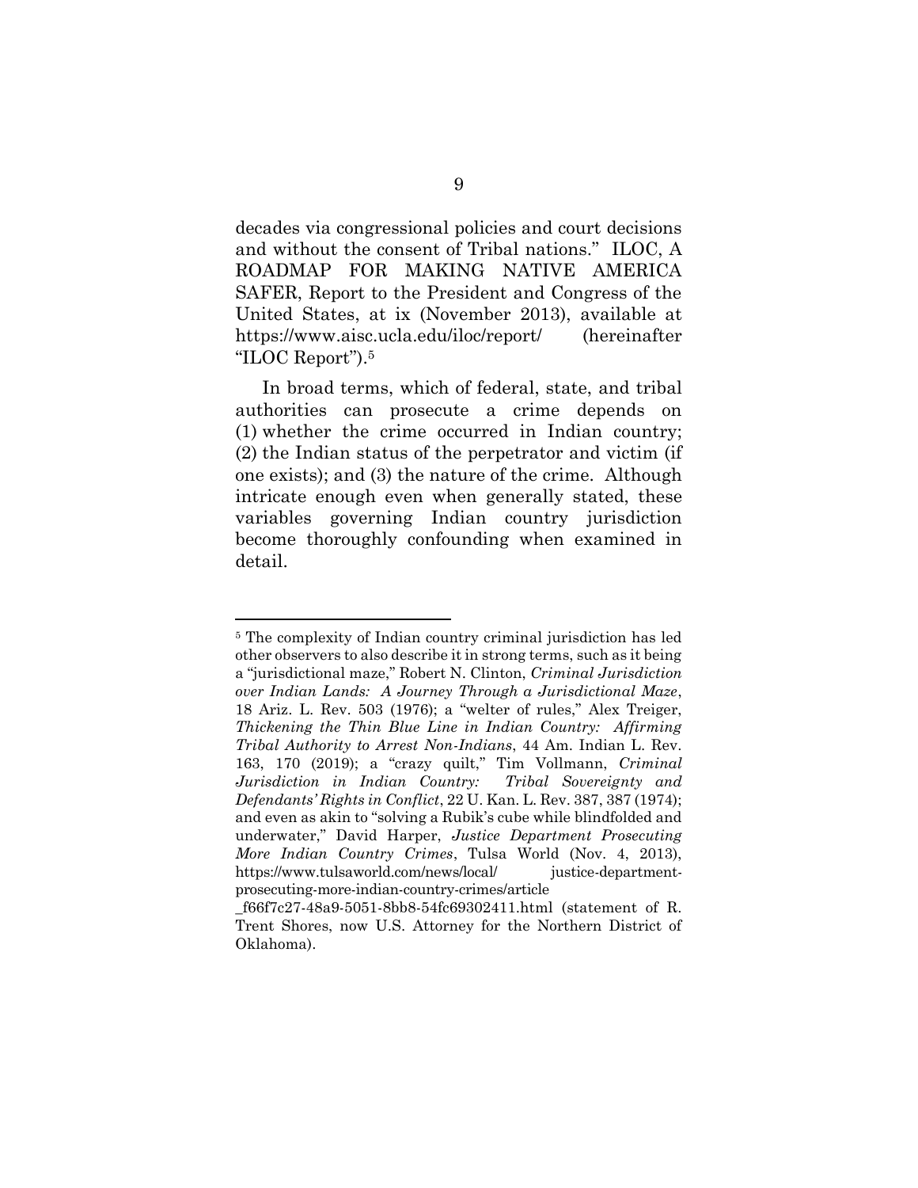decades via congressional policies and court decisions and without the consent of Tribal nations." ILOC, A ROADMAP FOR MAKING NATIVE AMERICA SAFER, Report to the President and Congress of the United States, at ix (November 2013), available at https://www.aisc.ucla.edu/iloc/report/ (hereinafter "ILOC Report").[5]

In broad terms, which of federal, state, and tribal authorities can prosecute a crime depends on (1) whether the crime occurred in Indian country; (2) the Indian status of the perpetrator and victim (if one exists); and (3) the nature of the crime. Although intricate enough even when generally stated, these variables governing Indian country jurisdiction become thoroughly confounding when examined in detail.

---

[5] The complexity of Indian country criminal jurisdiction has led other observers to also describe it in strong terms, such as it being a "jurisdictional maze," Robert N. Clinton, *Criminal Jurisdiction over Indian Lands: A Journey Through a Jurisdictional Maze*, 18 Ariz. L. Rev. 503 (1976); a "welter of rules," Alex Treiger, *Thickening the Thin Blue Line in Indian Country: Affirming Tribal Authority to Arrest Non-Indians*, 44 Am. Indian L. Rev. 163, 170 (2019); a "crazy quilt," Tim Vollmann, *Criminal Jurisdiction in Indian Country: Tribal Sovereignty and Defendants' Rights in Conflict*, 22 U. Kan. L. Rev. 387, 387 (1974); and even as akin to "solving a Rubik's cube while blindfolded and underwater," David Harper, *Justice Department Prosecuting More Indian Country Crimes*, Tulsa World (Nov. 4, 2013), https://www.tulsaworld.com/news/local/ justice-department-prosecuting-more-indian-country-crimes/article _f66f7c27-48a9-5051-8bb8-54fc69302411.html (statement of R. Trent Shores, now U.S. Attorney for the Northern District of Oklahoma).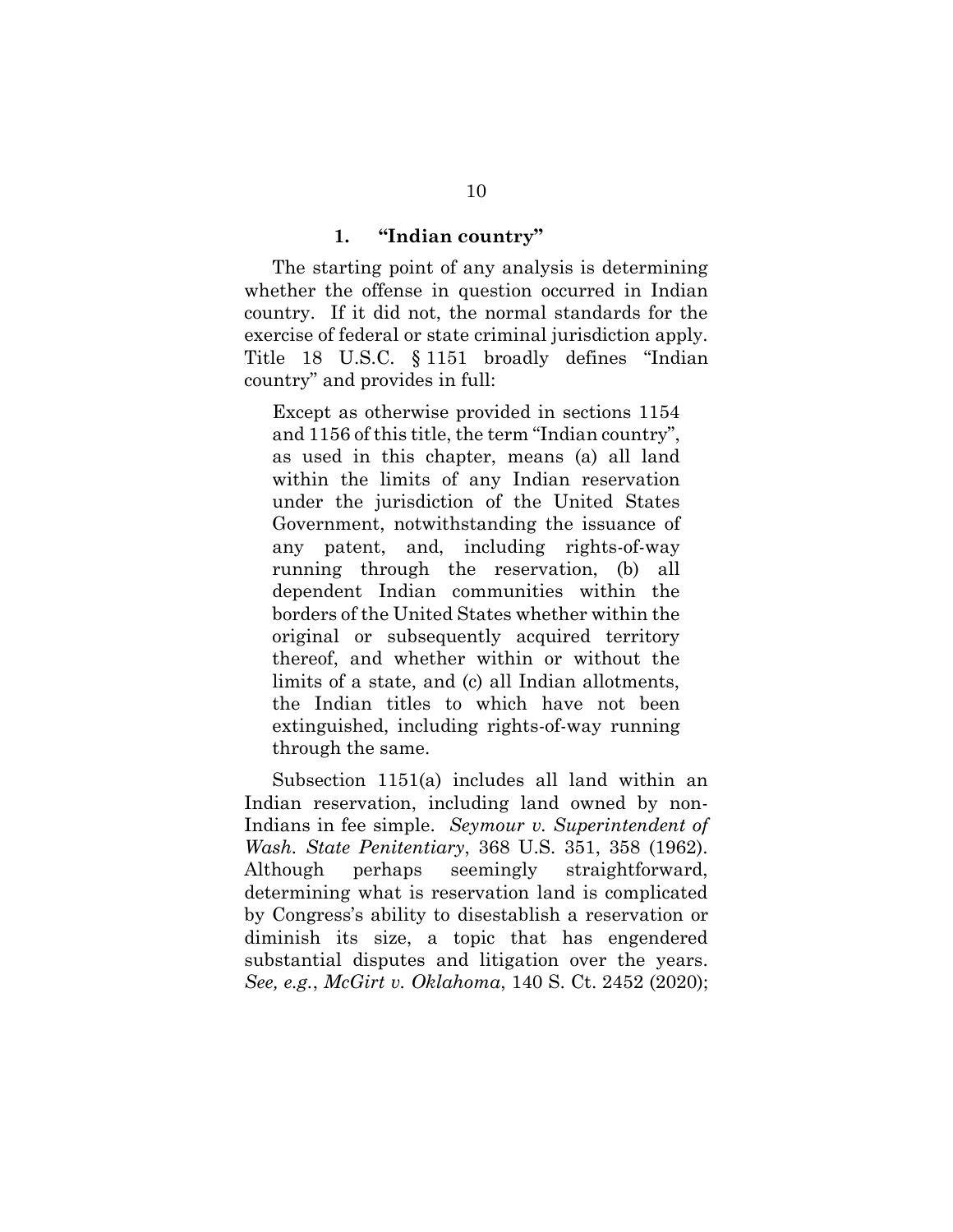### 1. "Indian country"

The starting point of any analysis is determining whether the offense in question occurred in Indian country. If it did not, the normal standards for the exercise of federal or state criminal jurisdiction apply. Title 18 U.S.C. § 1151 broadly defines "Indian country" and provides in full:

> Except as otherwise provided in sections 1154 and 1156 of this title, the term "Indian country", as used in this chapter, means (a) all land within the limits of any Indian reservation under the jurisdiction of the United States Government, notwithstanding the issuance of any patent, and, including rights-of-way running through the reservation, (b) all dependent Indian communities within the borders of the United States whether within the original or subsequently acquired territory thereof, and whether within or without the limits of a state, and (c) all Indian allotments, the Indian titles to which have not been extinguished, including rights-of-way running through the same.

Subsection 1151(a) includes all land within an Indian reservation, including land owned by non-Indians in fee simple. *Seymour v. Superintendent of Wash. State Penitentiary*, 368 U.S. 351, 358 (1962). Although perhaps seemingly straightforward, determining what is reservation land is complicated by Congress's ability to disestablish a reservation or diminish its size, a topic that has engendered substantial disputes and litigation over the years. *See, e.g.*, *McGirt v. Oklahoma*, 140 S. Ct. 2452 (2020);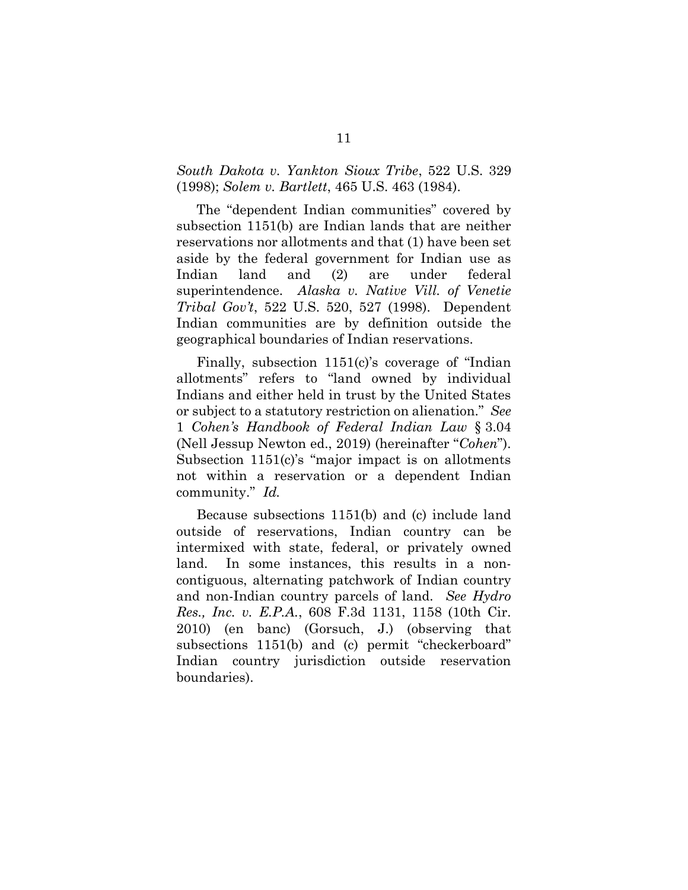*South Dakota v. Yankton Sioux Tribe*, 522 U.S. 329 (1998); *Solem v. Bartlett*, 465 U.S. 463 (1984).

The "dependent Indian communities" covered by subsection 1151(b) are Indian lands that are neither reservations nor allotments and that (1) have been set aside by the federal government for Indian use as Indian land and (2) are under federal superintendence. *Alaska v. Native Vill. of Venetie Tribal Gov't*, 522 U.S. 520, 527 (1998). Dependent Indian communities are by definition outside the geographical boundaries of Indian reservations.

Finally, subsection 1151(c)'s coverage of "Indian allotments" refers to "land owned by individual Indians and either held in trust by the United States or subject to a statutory restriction on alienation." *See* 1 *Cohen's Handbook of Federal Indian Law* § 3.04 (Nell Jessup Newton ed., 2019) (hereinafter "*Cohen*"). Subsection 1151(c)'s "major impact is on allotments not within a reservation or a dependent Indian community." *Id.*

Because subsections 1151(b) and (c) include land outside of reservations, Indian country can be intermixed with state, federal, or privately owned land. In some instances, this results in a non-contiguous, alternating patchwork of Indian country and non-Indian country parcels of land. *See Hydro Res., Inc. v. E.P.A.*, 608 F.3d 1131, 1158 (10th Cir. 2010) (en banc) (Gorsuch, J.) (observing that subsections 1151(b) and (c) permit "checkerboard" Indian country jurisdiction outside reservation boundaries).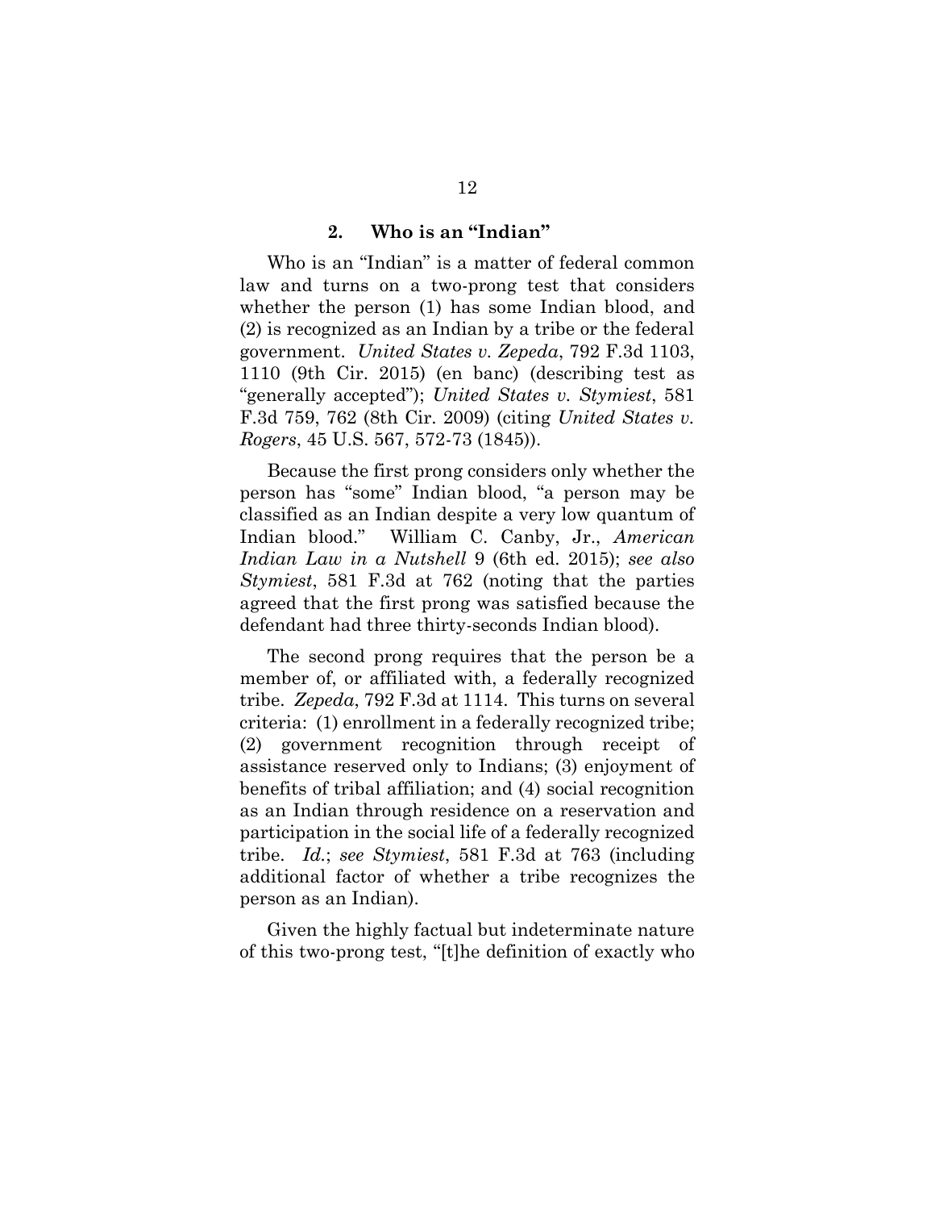### 2. Who is an "Indian"

Who is an "Indian" is a matter of federal common law and turns on a two-prong test that considers whether the person (1) has some Indian blood, and (2) is recognized as an Indian by a tribe or the federal government. *United States v. Zepeda*, 792 F.3d 1103, 1110 (9th Cir. 2015) (en banc) (describing test as "generally accepted"); *United States v. Stymiest*, 581 F.3d 759, 762 (8th Cir. 2009) (citing *United States v. Rogers*, 45 U.S. 567, 572-73 (1845)).

Because the first prong considers only whether the person has "some" Indian blood, "a person may be classified as an Indian despite a very low quantum of Indian blood." William C. Canby, Jr., *American Indian Law in a Nutshell* 9 (6th ed. 2015); *see also Stymiest*, 581 F.3d at 762 (noting that the parties agreed that the first prong was satisfied because the defendant had three thirty-seconds Indian blood).

The second prong requires that the person be a member of, or affiliated with, a federally recognized tribe. *Zepeda*, 792 F.3d at 1114. This turns on several criteria: (1) enrollment in a federally recognized tribe; (2) government recognition through receipt of assistance reserved only to Indians; (3) enjoyment of benefits of tribal affiliation; and (4) social recognition as an Indian through residence on a reservation and participation in the social life of a federally recognized tribe. *Id.*; *see Stymiest*, 581 F.3d at 763 (including additional factor of whether a tribe recognizes the person as an Indian).

Given the highly factual but indeterminate nature of this two-prong test, "[t]he definition of exactly who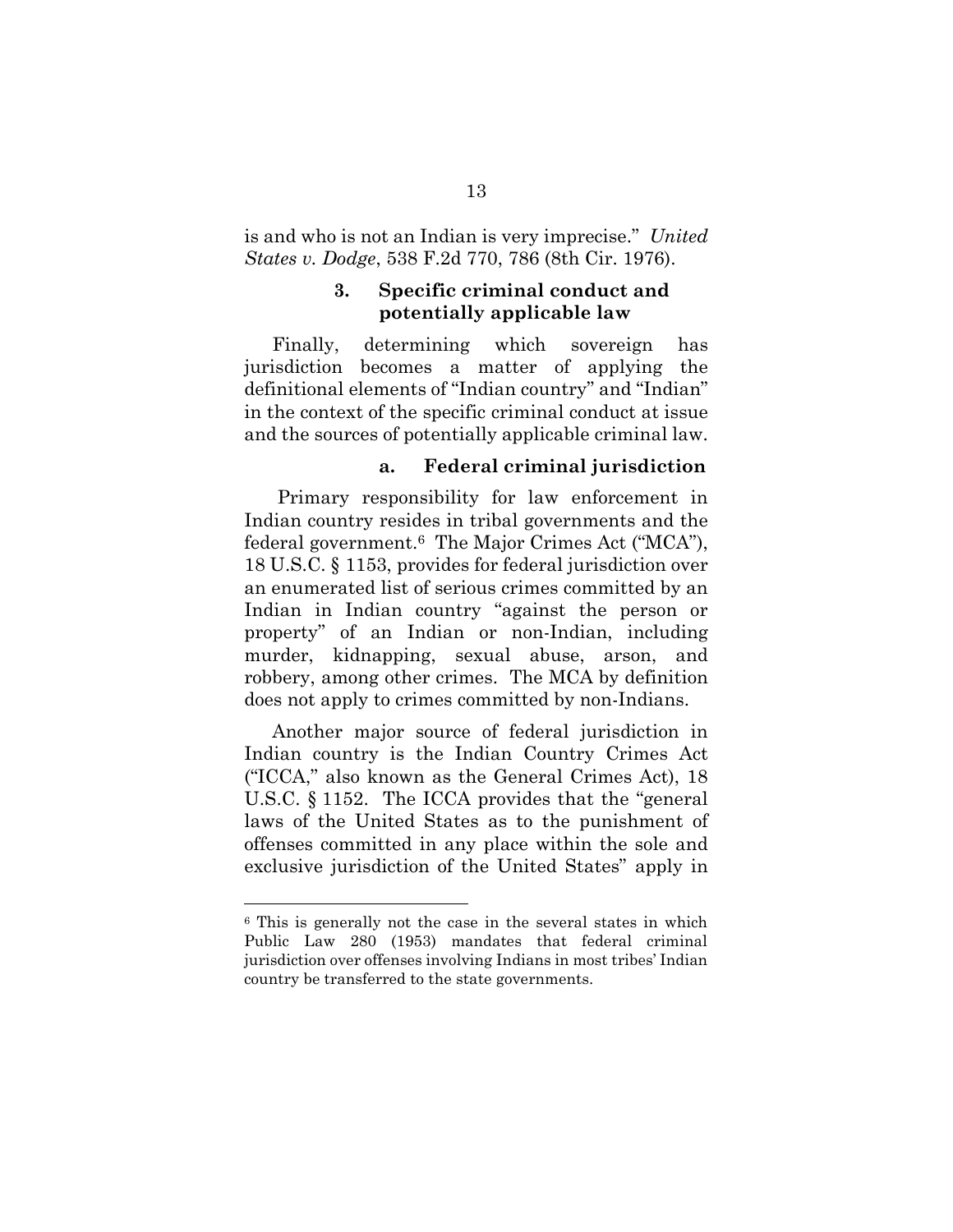is and who is not an Indian is very imprecise." *United States v. Dodge*, 538 F.2d 770, 786 (8th Cir. 1976).

### 3. Specific criminal conduct and potentially applicable law

Finally, determining which sovereign has jurisdiction becomes a matter of applying the definitional elements of "Indian country" and "Indian" in the context of the specific criminal conduct at issue and the sources of potentially applicable criminal law.

#### a. Federal criminal jurisdiction

Primary responsibility for law enforcement in Indian country resides in tribal governments and the federal government.[6] The Major Crimes Act ("MCA"), 18 U.S.C. § 1153, provides for federal jurisdiction over an enumerated list of serious crimes committed by an Indian in Indian country "against the person or property" of an Indian or non-Indian, including murder, kidnapping, sexual abuse, arson, and robbery, among other crimes. The MCA by definition does not apply to crimes committed by non-Indians.

Another major source of federal jurisdiction in Indian country is the Indian Country Crimes Act ("ICCA," also known as the General Crimes Act), 18 U.S.C. § 1152. The ICCA provides that the "general laws of the United States as to the punishment of offenses committed in any place within the sole and exclusive jurisdiction of the United States" apply in

---

[6] This is generally not the case in the several states in which Public Law 280 (1953) mandates that federal criminal jurisdiction over offenses involving Indians in most tribes' Indian country be transferred to the state governments.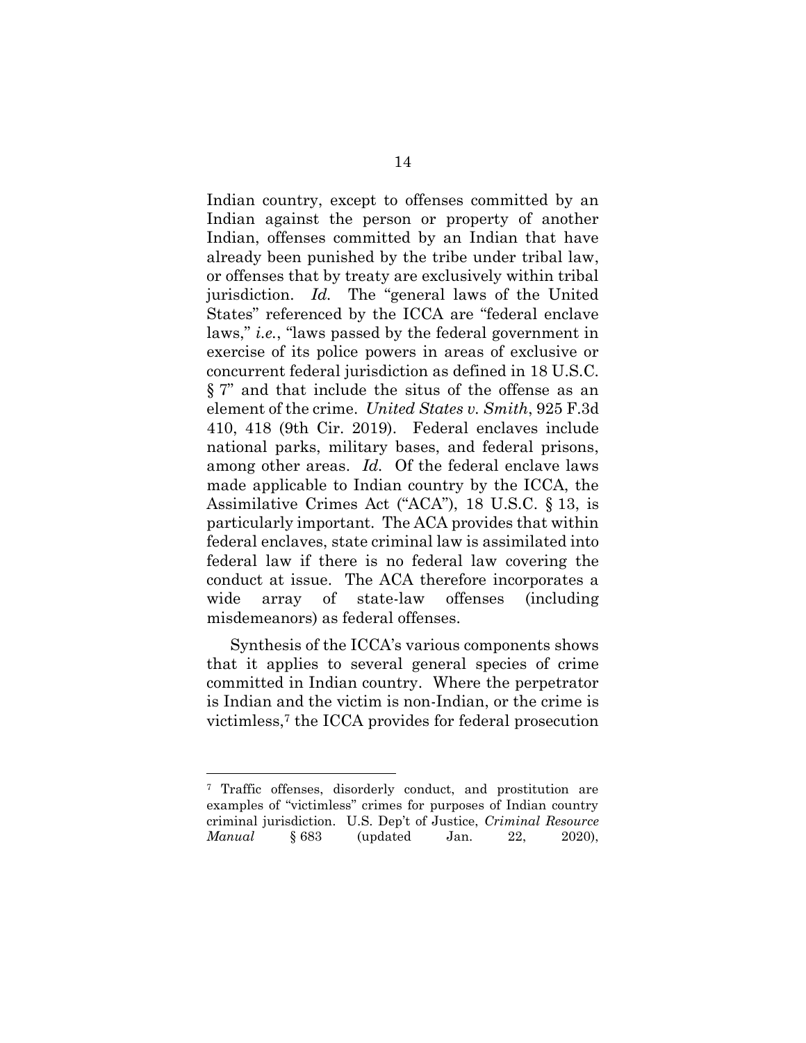Indian country, except to offenses committed by an Indian against the person or property of another Indian, offenses committed by an Indian that have already been punished by the tribe under tribal law, or offenses that by treaty are exclusively within tribal jurisdiction. *Id.* The "general laws of the United States" referenced by the ICCA are "federal enclave laws," *i.e.*, "laws passed by the federal government in exercise of its police powers in areas of exclusive or concurrent federal jurisdiction as defined in 18 U.S.C. § 7" and that include the situs of the offense as an element of the crime. *United States v. Smith*, 925 F.3d 410, 418 (9th Cir. 2019). Federal enclaves include national parks, military bases, and federal prisons, among other areas. *Id.* Of the federal enclave laws made applicable to Indian country by the ICCA, the Assimilative Crimes Act ("ACA"), 18 U.S.C. § 13, is particularly important. The ACA provides that within federal enclaves, state criminal law is assimilated into federal law if there is no federal law covering the conduct at issue. The ACA therefore incorporates a wide array of state-law offenses (including misdemeanors) as federal offenses.

Synthesis of the ICCA's various components shows that it applies to several general species of crime committed in Indian country. Where the perpetrator is Indian and the victim is non-Indian, or the crime is victimless,[7] the ICCA provides for federal prosecution

---

[7] Traffic offenses, disorderly conduct, and prostitution are examples of "victimless" crimes for purposes of Indian country criminal jurisdiction. U.S. Dep't of Justice, *Criminal Resource Manual* § 683 (updated Jan. 22, 2020),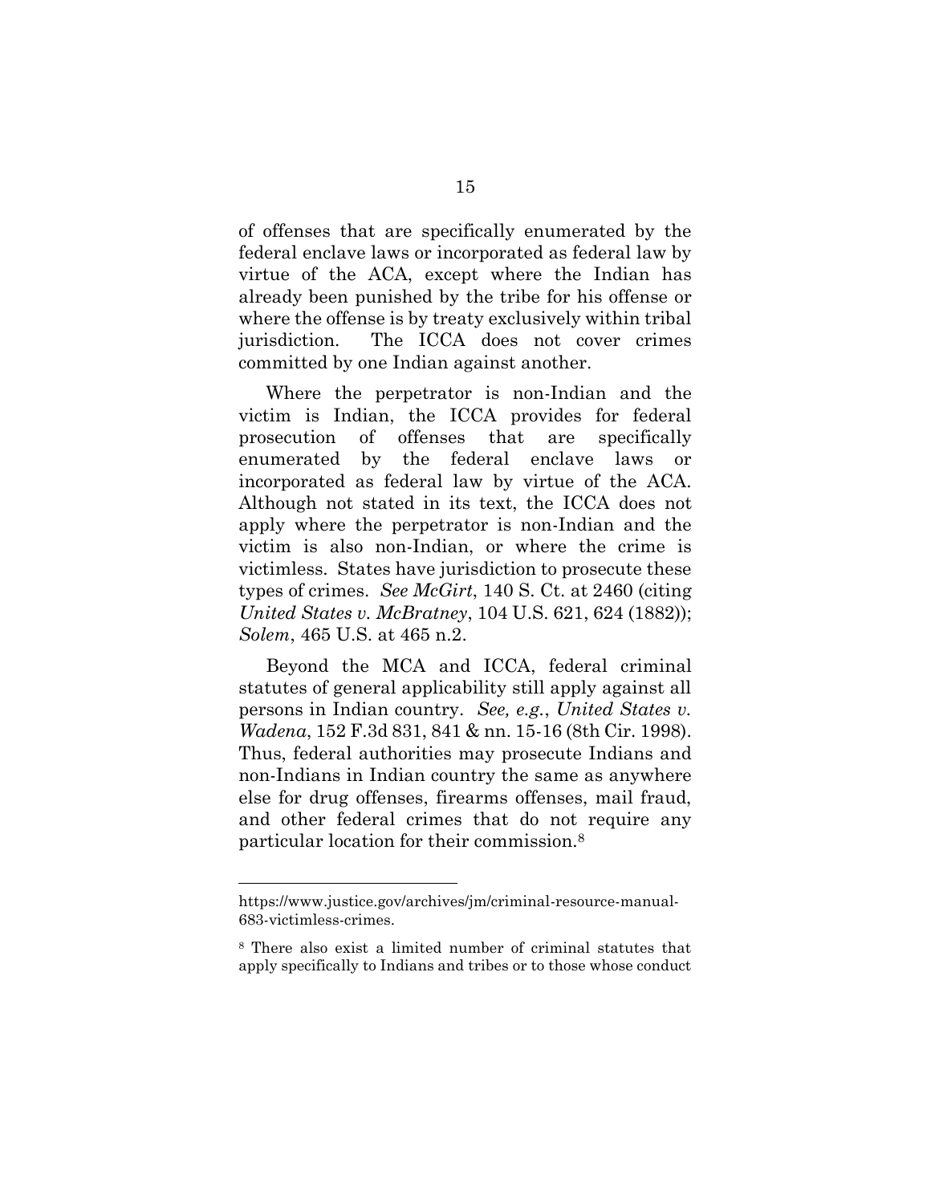of offenses that are specifically enumerated by the federal enclave laws or incorporated as federal law by virtue of the ACA, except where the Indian has already been punished by the tribe for his offense or where the offense is by treaty exclusively within tribal jurisdiction. The ICCA does not cover crimes committed by one Indian against another.

Where the perpetrator is non-Indian and the victim is Indian, the ICCA provides for federal prosecution of offenses that are specifically enumerated by the federal enclave laws or incorporated as federal law by virtue of the ACA. Although not stated in its text, the ICCA does not apply where the perpetrator is non-Indian and the victim is also non-Indian, or where the crime is victimless. States have jurisdiction to prosecute these types of crimes. *See McGirt*, 140 S. Ct. at 2460 (citing *United States v. McBratney*, 104 U.S. 621, 624 (1882)); *Solem*, 465 U.S. at 465 n.2.

Beyond the MCA and ICCA, federal criminal statutes of general applicability still apply against all persons in Indian country. *See, e.g.*, *United States v. Wadena*, 152 F.3d 831, 841 & nn. 15-16 (8th Cir. 1998). Thus, federal authorities may prosecute Indians and non-Indians in Indian country the same as anywhere else for drug offenses, firearms offenses, mail fraud, and other federal crimes that do not require any particular location for their commission.[8]

---

https://www.justice.gov/archives/jm/criminal-resource-manual-683-victimless-crimes.

[8] There also exist a limited number of criminal statutes that apply specifically to Indians and tribes or to those whose conduct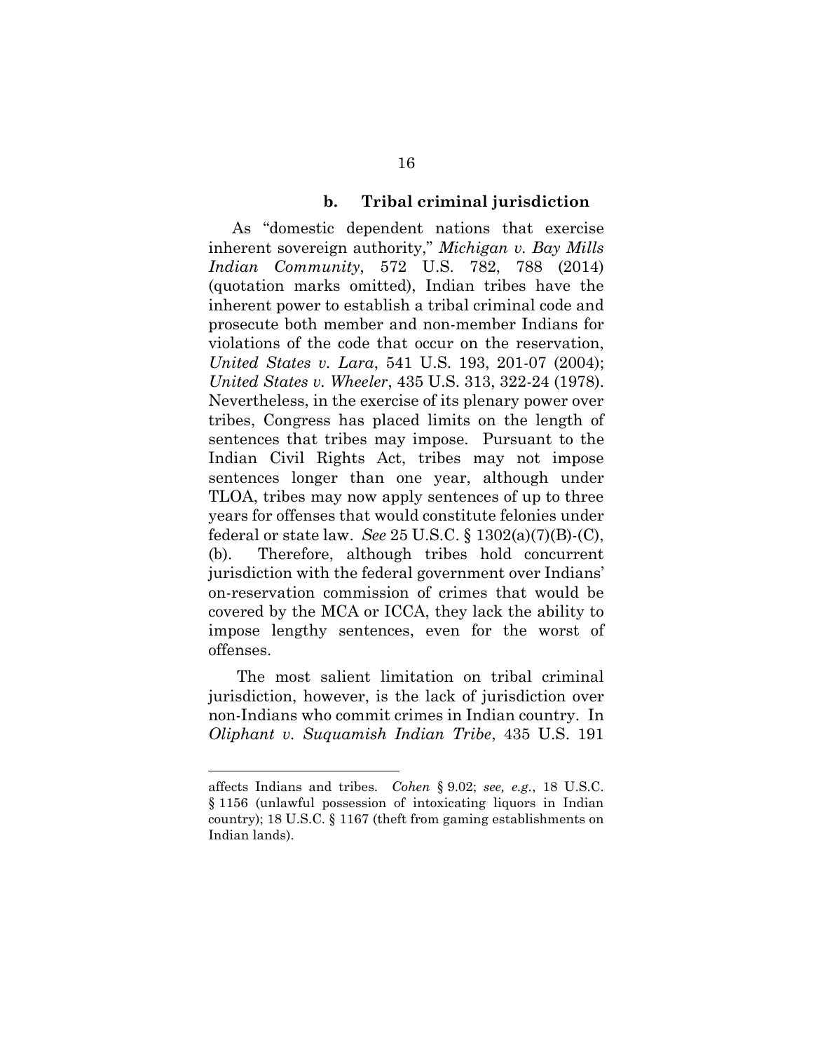#### b. Tribal criminal jurisdiction

As "domestic dependent nations that exercise inherent sovereign authority," *Michigan v. Bay Mills Indian Community*, 572 U.S. 782, 788 (2014) (quotation marks omitted), Indian tribes have the inherent power to establish a tribal criminal code and prosecute both member and non-member Indians for violations of the code that occur on the reservation, *United States v. Lara*, 541 U.S. 193, 201-07 (2004); *United States v. Wheeler*, 435 U.S. 313, 322-24 (1978). Nevertheless, in the exercise of its plenary power over tribes, Congress has placed limits on the length of sentences that tribes may impose. Pursuant to the Indian Civil Rights Act, tribes may not impose sentences longer than one year, although under TLOA, tribes may now apply sentences of up to three years for offenses that would constitute felonies under federal or state law. *See* 25 U.S.C. § 1302(a)(7)(B)-(C), (b). Therefore, although tribes hold concurrent jurisdiction with the federal government over Indians' on-reservation commission of crimes that would be covered by the MCA or ICCA, they lack the ability to impose lengthy sentences, even for the worst of offenses.

The most salient limitation on tribal criminal jurisdiction, however, is the lack of jurisdiction over non-Indians who commit crimes in Indian country. In *Oliphant v. Suquamish Indian Tribe*, 435 U.S. 191

---

affects Indians and tribes. *Cohen* § 9.02; *see, e.g.*, 18 U.S.C. § 1156 (unlawful possession of intoxicating liquors in Indian country); 18 U.S.C. § 1167 (theft from gaming establishments on Indian lands).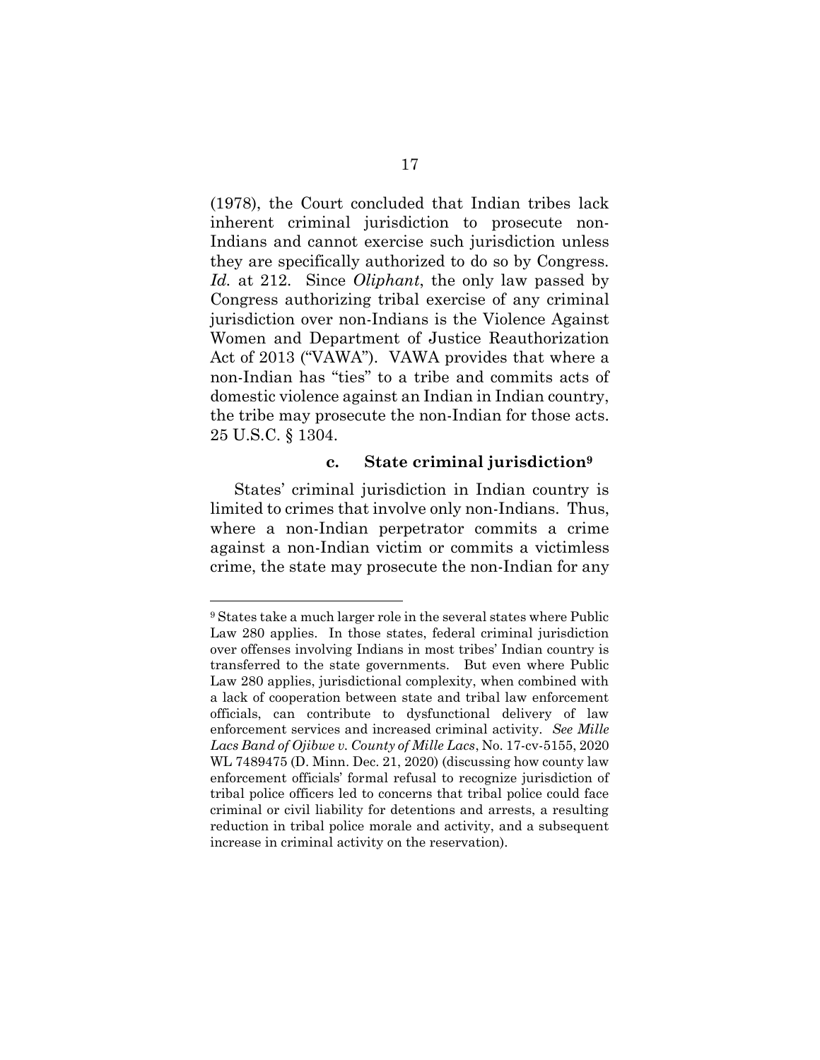(1978), the Court concluded that Indian tribes lack inherent criminal jurisdiction to prosecute non-Indians and cannot exercise such jurisdiction unless they are specifically authorized to do so by Congress. *Id.* at 212. Since *Oliphant*, the only law passed by Congress authorizing tribal exercise of any criminal jurisdiction over non-Indians is the Violence Against Women and Department of Justice Reauthorization Act of 2013 ("VAWA"). VAWA provides that where a non-Indian has "ties" to a tribe and commits acts of domestic violence against an Indian in Indian country, the tribe may prosecute the non-Indian for those acts. 25 U.S.C. § 1304.

#### c. State criminal jurisdiction[9]

States' criminal jurisdiction in Indian country is limited to crimes that involve only non-Indians. Thus, where a non-Indian perpetrator commits a crime against a non-Indian victim or commits a victimless crime, the state may prosecute the non-Indian for any

---

[9] States take a much larger role in the several states where Public Law 280 applies. In those states, federal criminal jurisdiction over offenses involving Indians in most tribes' Indian country is transferred to the state governments. But even where Public Law 280 applies, jurisdictional complexity, when combined with a lack of cooperation between state and tribal law enforcement officials, can contribute to dysfunctional delivery of law enforcement services and increased criminal activity. *See Mille Lacs Band of Ojibwe v. County of Mille Lacs*, No. 17-cv-5155, 2020 WL 7489475 (D. Minn. Dec. 21, 2020) (discussing how county law enforcement officials' formal refusal to recognize jurisdiction of tribal police officers led to concerns that tribal police could face criminal or civil liability for detentions and arrests, a resulting reduction in tribal police morale and activity, and a subsequent increase in criminal activity on the reservation).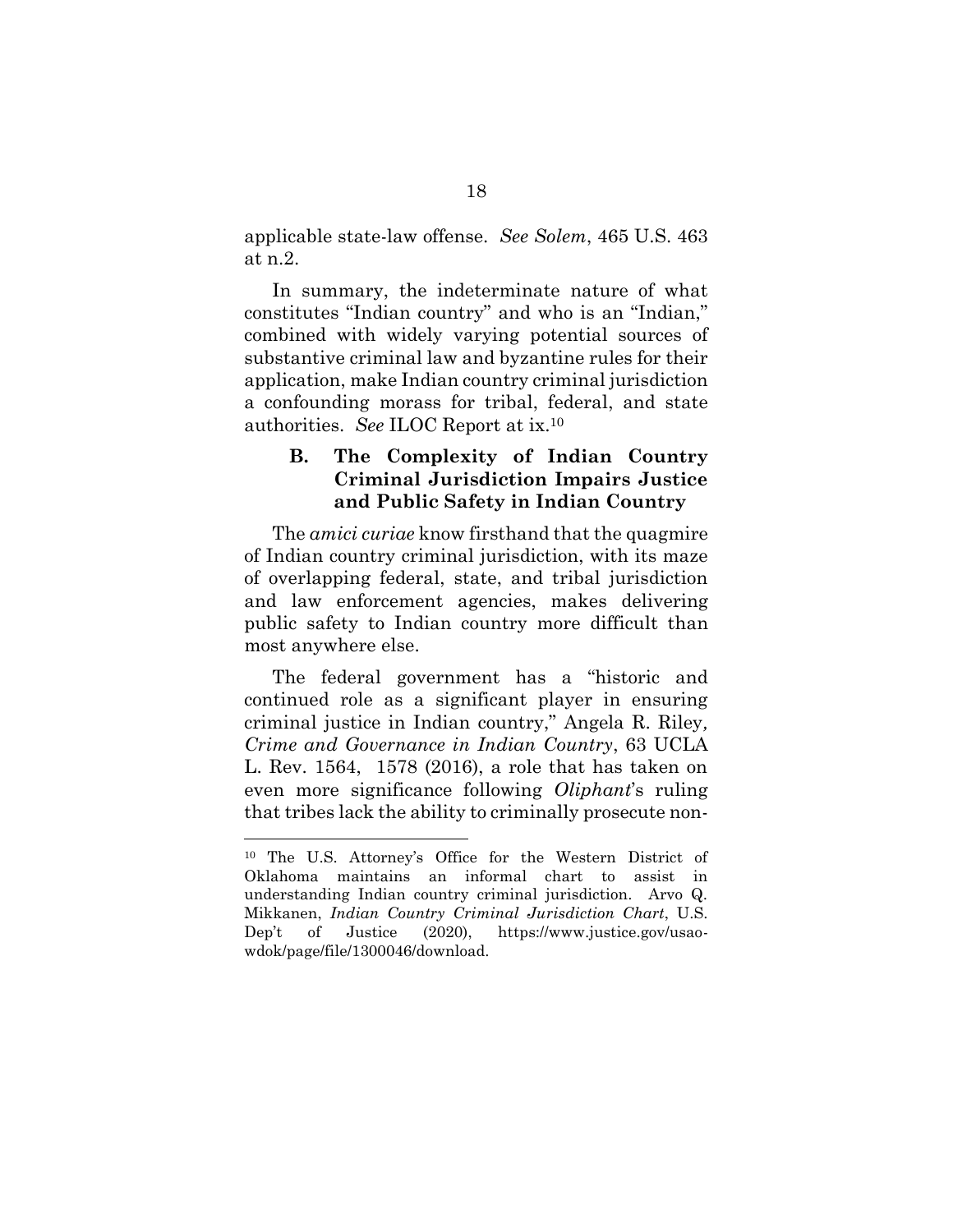applicable state-law offense. *See Solem*, 465 U.S. 463 at n.2.

In summary, the indeterminate nature of what constitutes "Indian country" and who is an "Indian," combined with widely varying potential sources of substantive criminal law and byzantine rules for their application, make Indian country criminal jurisdiction a confounding morass for tribal, federal, and state authorities. *See* ILOC Report at ix.[10]

### B. The Complexity of Indian Country Criminal Jurisdiction Impairs Justice and Public Safety in Indian Country

The *amici curiae* know firsthand that the quagmire of Indian country criminal jurisdiction, with its maze of overlapping federal, state, and tribal jurisdiction and law enforcement agencies, makes delivering public safety to Indian country more difficult than most anywhere else.

The federal government has a "historic and continued role as a significant player in ensuring criminal justice in Indian country," Angela R. Riley, *Crime and Governance in Indian Country*, 63 UCLA L. Rev. 1564, 1578 (2016), a role that has taken on even more significance following *Oliphant*'s ruling that tribes lack the ability to criminally prosecute non-

---

[10] The U.S. Attorney's Office for the Western District of Oklahoma maintains an informal chart to assist in understanding Indian country criminal jurisdiction. Arvo Q. Mikkanen, *Indian Country Criminal Jurisdiction Chart*, U.S. Dep't of Justice (2020), https://www.justice.gov/usao-wdok/page/file/1300046/download.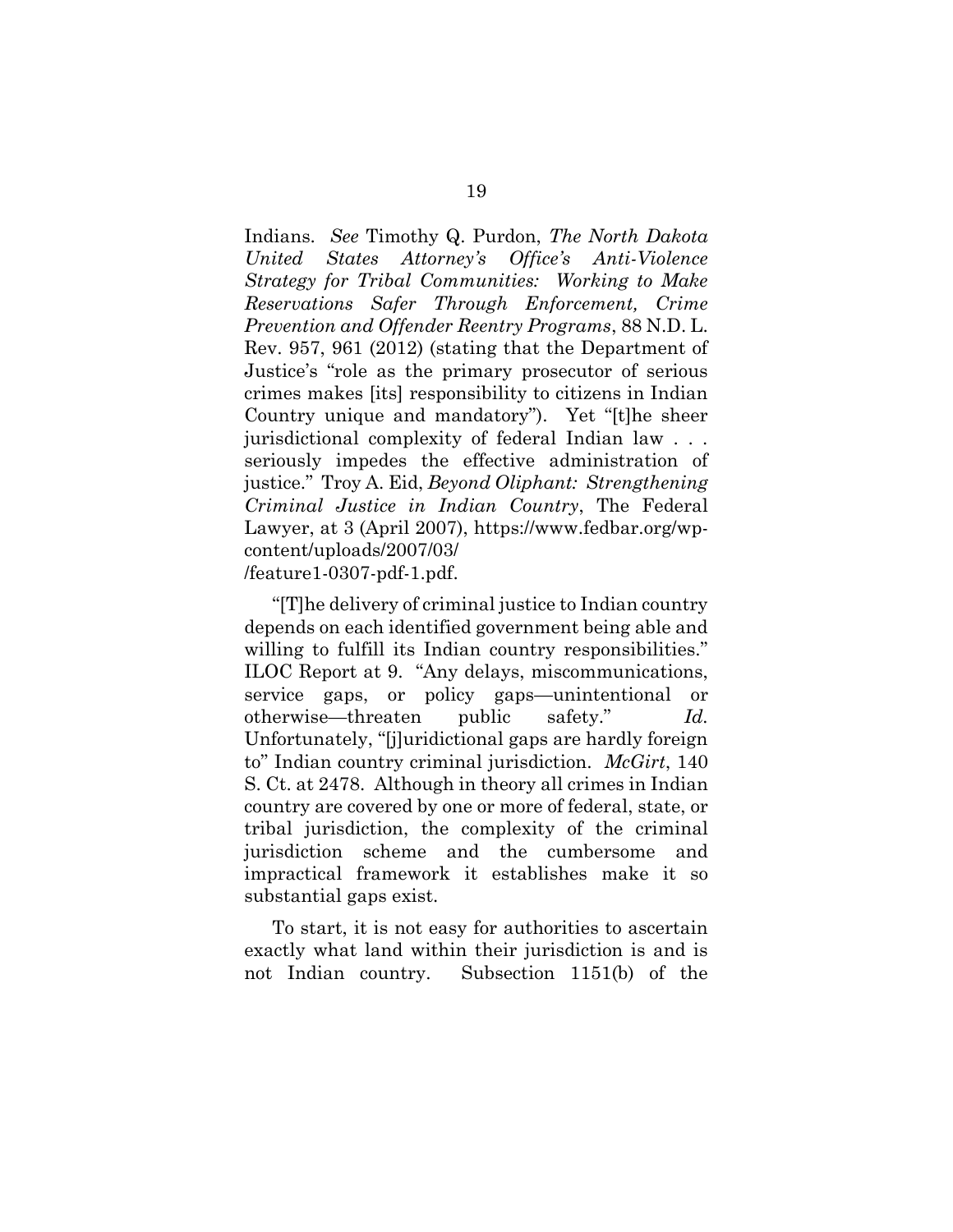Indians. *See* Timothy Q. Purdon, *The North Dakota United States Attorney's Office's Anti-Violence Strategy for Tribal Communities: Working to Make Reservations Safer Through Enforcement, Crime Prevention and Offender Reentry Programs*, 88 N.D. L. Rev. 957, 961 (2012) (stating that the Department of Justice's "role as the primary prosecutor of serious crimes makes [its] responsibility to citizens in Indian Country unique and mandatory"). Yet "[t]he sheer jurisdictional complexity of federal Indian law . . . seriously impedes the effective administration of justice." Troy A. Eid, *Beyond Oliphant: Strengthening Criminal Justice in Indian Country*, The Federal Lawyer, at 3 (April 2007), https://www.fedbar.org/wp-content/uploads/2007/03/ /feature1-0307-pdf-1.pdf.

"[T]he delivery of criminal justice to Indian country depends on each identified government being able and willing to fulfill its Indian country responsibilities." ILOC Report at 9. "Any delays, miscommunications, service gaps, or policy gaps—unintentional or otherwise—threaten public safety." *Id.* Unfortunately, "[j]uridictional gaps are hardly foreign to" Indian country criminal jurisdiction. *McGirt*, 140 S. Ct. at 2478. Although in theory all crimes in Indian country are covered by one or more of federal, state, or tribal jurisdiction, the complexity of the criminal jurisdiction scheme and the cumbersome and impractical framework it establishes make it so substantial gaps exist.

To start, it is not easy for authorities to ascertain exactly what land within their jurisdiction is and is not Indian country. Subsection 1151(b) of the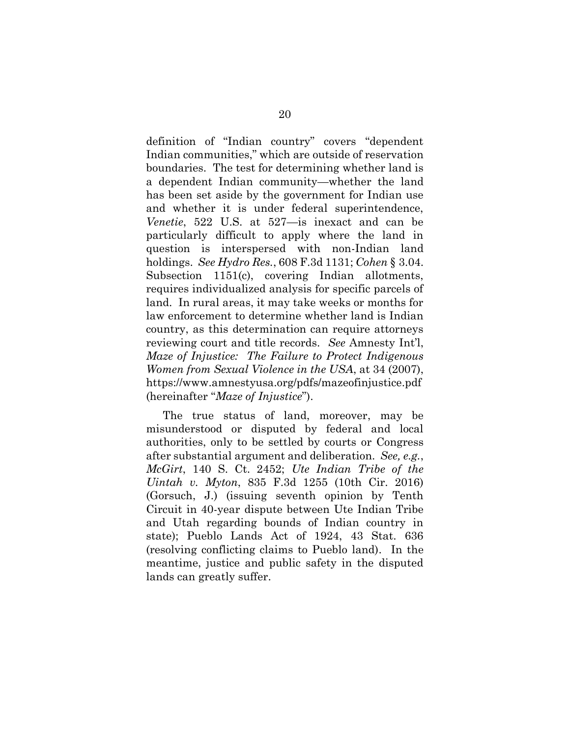definition of "Indian country" covers "dependent Indian communities," which are outside of reservation boundaries. The test for determining whether land is a dependent Indian community—whether the land has been set aside by the government for Indian use and whether it is under federal superintendence, *Venetie*, 522 U.S. at 527—is inexact and can be particularly difficult to apply where the land in question is interspersed with non-Indian land holdings. *See Hydro Res.*, 608 F.3d 1131; *Cohen* § 3.04. Subsection 1151(c), covering Indian allotments, requires individualized analysis for specific parcels of land. In rural areas, it may take weeks or months for law enforcement to determine whether land is Indian country, as this determination can require attorneys reviewing court and title records. *See* Amnesty Int'l, *Maze of Injustice: The Failure to Protect Indigenous Women from Sexual Violence in the USA*, at 34 (2007), https://www.amnestyusa.org/pdfs/mazeofinjustice.pdf (hereinafter "*Maze of Injustice*").

The true status of land, moreover, may be misunderstood or disputed by federal and local authorities, only to be settled by courts or Congress after substantial argument and deliberation. *See, e.g.*, *McGirt*, 140 S. Ct. 2452; *Ute Indian Tribe of the Uintah v. Myton*, 835 F.3d 1255 (10th Cir. 2016) (Gorsuch, J.) (issuing seventh opinion by Tenth Circuit in 40-year dispute between Ute Indian Tribe and Utah regarding bounds of Indian country in state); Pueblo Lands Act of 1924, 43 Stat. 636 (resolving conflicting claims to Pueblo land). In the meantime, justice and public safety in the disputed lands can greatly suffer.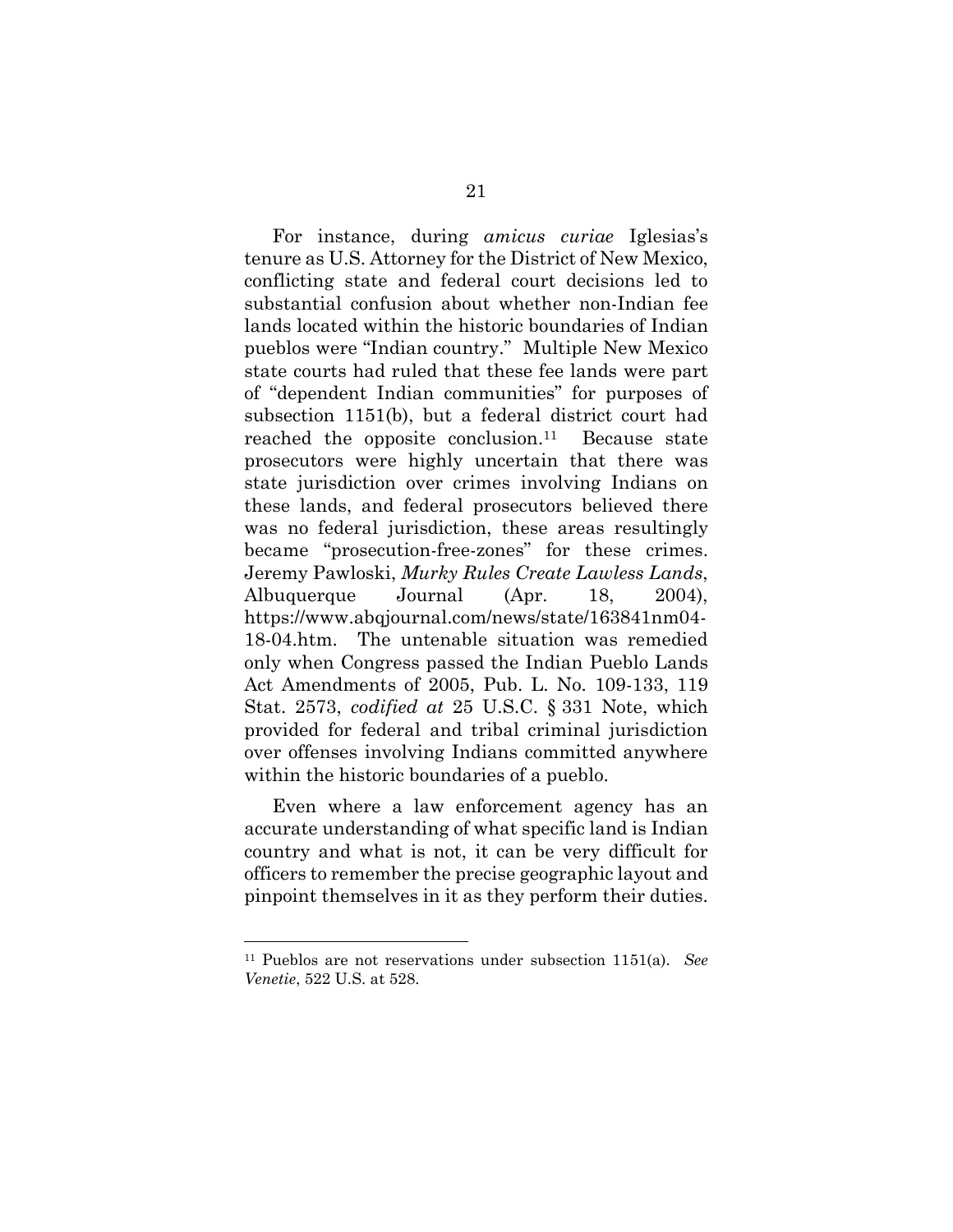For instance, during *amicus curiae* Iglesias's tenure as U.S. Attorney for the District of New Mexico, conflicting state and federal court decisions led to substantial confusion about whether non-Indian fee lands located within the historic boundaries of Indian pueblos were "Indian country." Multiple New Mexico state courts had ruled that these fee lands were part of "dependent Indian communities" for purposes of subsection 1151(b), but a federal district court had reached the opposite conclusion.[11] Because state prosecutors were highly uncertain that there was state jurisdiction over crimes involving Indians on these lands, and federal prosecutors believed there was no federal jurisdiction, these areas resultingly became "prosecution-free-zones" for these crimes. Jeremy Pawloski, *Murky Rules Create Lawless Lands*, Albuquerque Journal (Apr. 18, 2004), https://www.abqjournal.com/news/state/163841nm04-18-04.htm. The untenable situation was remedied only when Congress passed the Indian Pueblo Lands Act Amendments of 2005, Pub. L. No. 109-133, 119 Stat. 2573, *codified at* 25 U.S.C. § 331 Note, which provided for federal and tribal criminal jurisdiction over offenses involving Indians committed anywhere within the historic boundaries of a pueblo.

Even where a law enforcement agency has an accurate understanding of what specific land is Indian country and what is not, it can be very difficult for officers to remember the precise geographic layout and pinpoint themselves in it as they perform their duties.

---

[11] Pueblos are not reservations under subsection 1151(a). *See Venetie*, 522 U.S. at 528.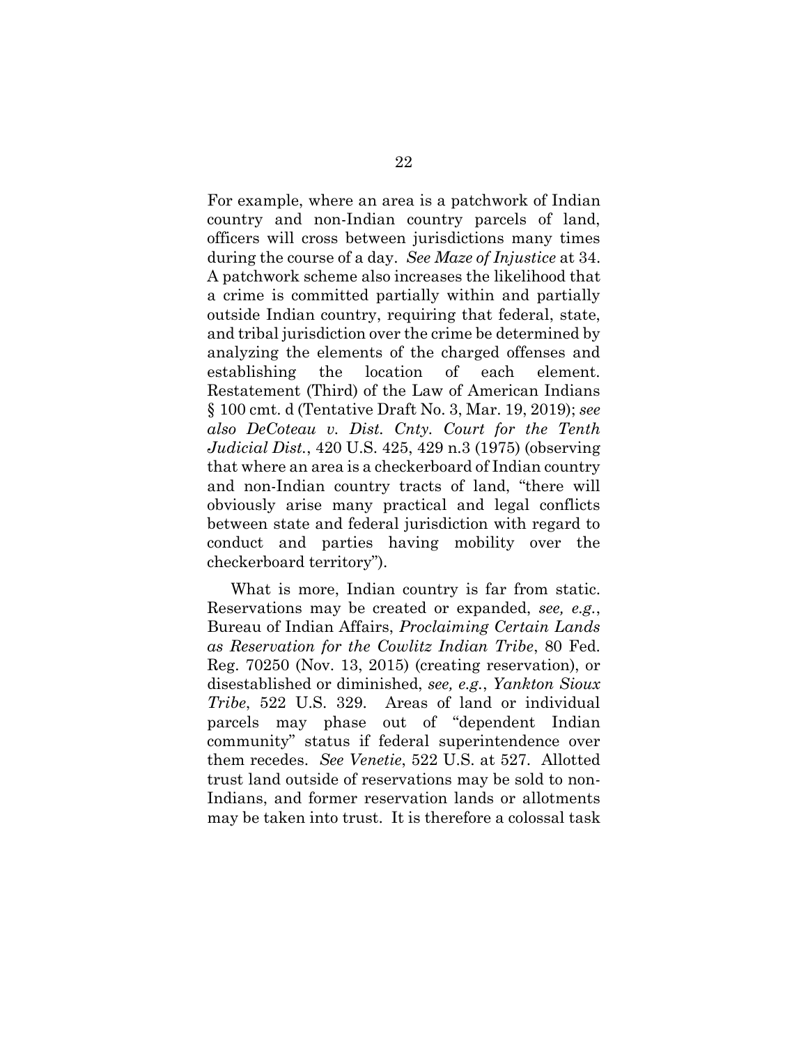For example, where an area is a patchwork of Indian country and non-Indian country parcels of land, officers will cross between jurisdictions many times during the course of a day. *See Maze of Injustice* at 34. A patchwork scheme also increases the likelihood that a crime is committed partially within and partially outside Indian country, requiring that federal, state, and tribal jurisdiction over the crime be determined by analyzing the elements of the charged offenses and establishing the location of each element. Restatement (Third) of the Law of American Indians § 100 cmt. d (Tentative Draft No. 3, Mar. 19, 2019); *see also DeCoteau v. Dist. Cnty. Court for the Tenth Judicial Dist.*, 420 U.S. 425, 429 n.3 (1975) (observing that where an area is a checkerboard of Indian country and non-Indian country tracts of land, "there will obviously arise many practical and legal conflicts between state and federal jurisdiction with regard to conduct and parties having mobility over the checkerboard territory").

What is more, Indian country is far from static. Reservations may be created or expanded, *see, e.g.*, Bureau of Indian Affairs, *Proclaiming Certain Lands as Reservation for the Cowlitz Indian Tribe*, 80 Fed. Reg. 70250 (Nov. 13, 2015) (creating reservation), or disestablished or diminished, *see, e.g.*, *Yankton Sioux Tribe*, 522 U.S. 329. Areas of land or individual parcels may phase out of "dependent Indian community" status if federal superintendence over them recedes. *See Venetie*, 522 U.S. at 527. Allotted trust land outside of reservations may be sold to non-Indians, and former reservation lands or allotments may be taken into trust. It is therefore a colossal task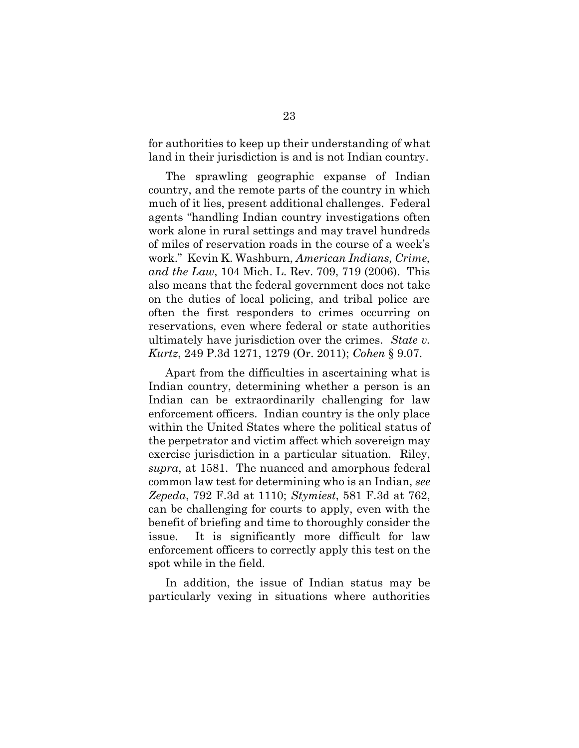for authorities to keep up their understanding of what land in their jurisdiction is and is not Indian country.

The sprawling geographic expanse of Indian country, and the remote parts of the country in which much of it lies, present additional challenges. Federal agents "handling Indian country investigations often work alone in rural settings and may travel hundreds of miles of reservation roads in the course of a week's work." Kevin K. Washburn, *American Indians, Crime, and the Law*, 104 Mich. L. Rev. 709, 719 (2006). This also means that the federal government does not take on the duties of local policing, and tribal police are often the first responders to crimes occurring on reservations, even where federal or state authorities ultimately have jurisdiction over the crimes. *State v. Kurtz*, 249 P.3d 1271, 1279 (Or. 2011); *Cohen* § 9.07.

Apart from the difficulties in ascertaining what is Indian country, determining whether a person is an Indian can be extraordinarily challenging for law enforcement officers. Indian country is the only place within the United States where the political status of the perpetrator and victim affect which sovereign may exercise jurisdiction in a particular situation. Riley, *supra*, at 1581. The nuanced and amorphous federal common law test for determining who is an Indian, *see Zepeda*, 792 F.3d at 1110; *Stymiest*, 581 F.3d at 762, can be challenging for courts to apply, even with the benefit of briefing and time to thoroughly consider the issue. It is significantly more difficult for law enforcement officers to correctly apply this test on the spot while in the field.

In addition, the issue of Indian status may be particularly vexing in situations where authorities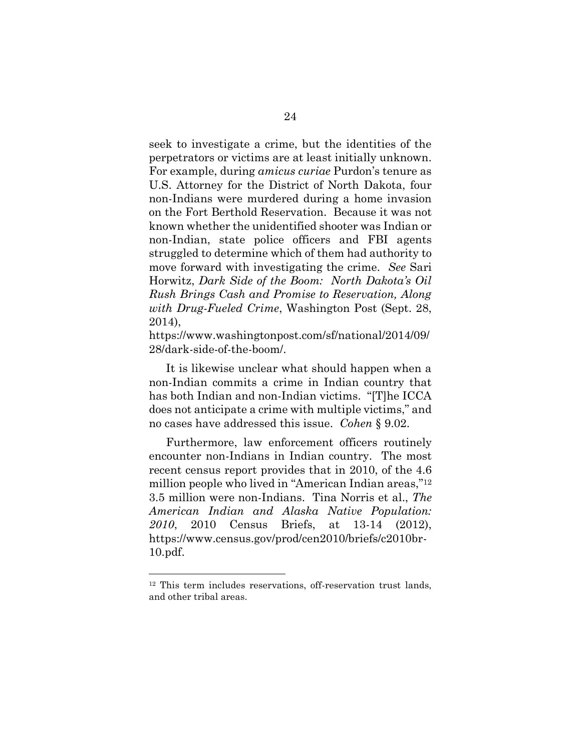seek to investigate a crime, but the identities of the perpetrators or victims are at least initially unknown. For example, during *amicus curiae* Purdon's tenure as U.S. Attorney for the District of North Dakota, four non-Indians were murdered during a home invasion on the Fort Berthold Reservation. Because it was not known whether the unidentified shooter was Indian or non-Indian, state police officers and FBI agents struggled to determine which of them had authority to move forward with investigating the crime. *See* Sari Horwitz, *Dark Side of the Boom: North Dakota's Oil Rush Brings Cash and Promise to Reservation, Along with Drug-Fueled Crime*, Washington Post (Sept. 28, 2014), https://www.washingtonpost.com/sf/national/2014/09/28/dark-side-of-the-boom/.

It is likewise unclear what should happen when a non-Indian commits a crime in Indian country that has both Indian and non-Indian victims. "[T]he ICCA does not anticipate a crime with multiple victims," and no cases have addressed this issue. *Cohen* § 9.02.

Furthermore, law enforcement officers routinely encounter non-Indians in Indian country. The most recent census report provides that in 2010, of the 4.6 million people who lived in "American Indian areas,"[12] 3.5 million were non-Indians. Tina Norris et al., *The American Indian and Alaska Native Population: 2010*, 2010 Census Briefs, at 13-14 (2012), https://www.census.gov/prod/cen2010/briefs/c2010br-10.pdf.

---

[12] This term includes reservations, off-reservation trust lands, and other tribal areas.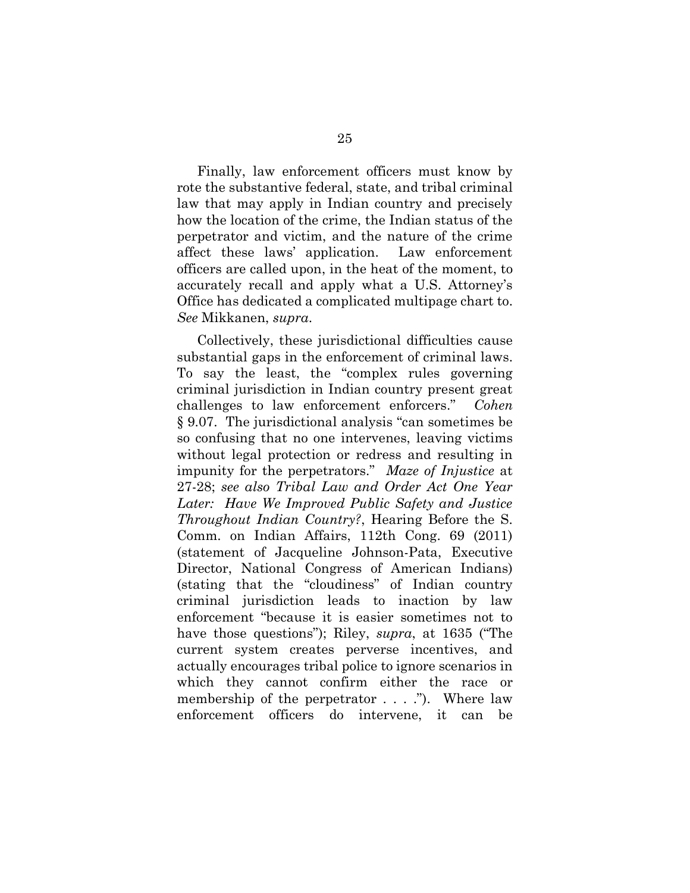Finally, law enforcement officers must know by rote the substantive federal, state, and tribal criminal law that may apply in Indian country and precisely how the location of the crime, the Indian status of the perpetrator and victim, and the nature of the crime affect these laws' application. Law enforcement officers are called upon, in the heat of the moment, to accurately recall and apply what a U.S. Attorney's Office has dedicated a complicated multipage chart to. *See* Mikkanen, *supra*.

Collectively, these jurisdictional difficulties cause substantial gaps in the enforcement of criminal laws. To say the least, the "complex rules governing criminal jurisdiction in Indian country present great challenges to law enforcement enforcers." *Cohen* § 9.07. The jurisdictional analysis "can sometimes be so confusing that no one intervenes, leaving victims without legal protection or redress and resulting in impunity for the perpetrators." *Maze of Injustice* at 27-28; *see also Tribal Law and Order Act One Year Later: Have We Improved Public Safety and Justice Throughout Indian Country?*, Hearing Before the S. Comm. on Indian Affairs, 112th Cong. 69 (2011) (statement of Jacqueline Johnson-Pata, Executive Director, National Congress of American Indians) (stating that the "cloudiness" of Indian country criminal jurisdiction leads to inaction by law enforcement "because it is easier sometimes not to have those questions"); Riley, *supra*, at 1635 ("The current system creates perverse incentives, and actually encourages tribal police to ignore scenarios in which they cannot confirm either the race or membership of the perpetrator . . . ."). Where law enforcement officers do intervene, it can be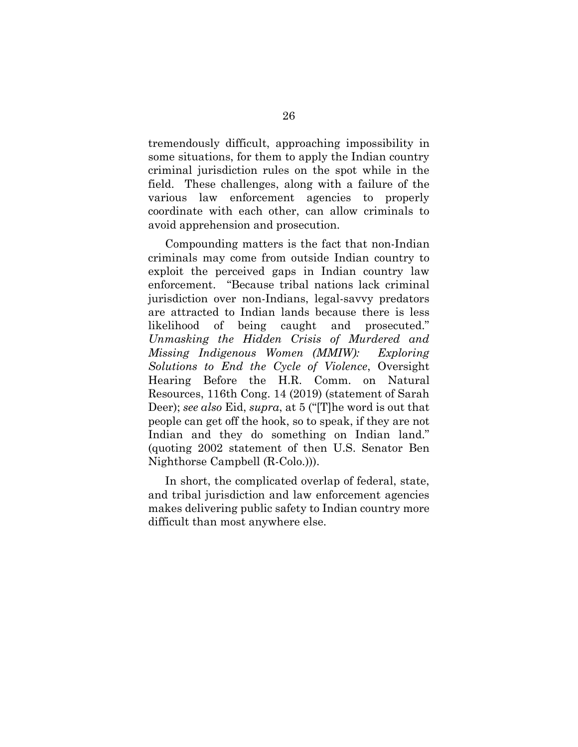tremendously difficult, approaching impossibility in some situations, for them to apply the Indian country criminal jurisdiction rules on the spot while in the field. These challenges, along with a failure of the various law enforcement agencies to properly coordinate with each other, can allow criminals to avoid apprehension and prosecution.

Compounding matters is the fact that non-Indian criminals may come from outside Indian country to exploit the perceived gaps in Indian country law enforcement. "Because tribal nations lack criminal jurisdiction over non-Indians, legal-savvy predators are attracted to Indian lands because there is less likelihood of being caught and prosecuted." *Unmasking the Hidden Crisis of Murdered and Missing Indigenous Women (MMIW): Exploring Solutions to End the Cycle of Violence*, Oversight Hearing Before the H.R. Comm. on Natural Resources, 116th Cong. 14 (2019) (statement of Sarah Deer); *see also* Eid, *supra*, at 5 ("[T]he word is out that people can get off the hook, so to speak, if they are not Indian and they do something on Indian land." (quoting 2002 statement of then U.S. Senator Ben Nighthorse Campbell (R-Colo.))).

In short, the complicated overlap of federal, state, and tribal jurisdiction and law enforcement agencies makes delivering public safety to Indian country more difficult than most anywhere else.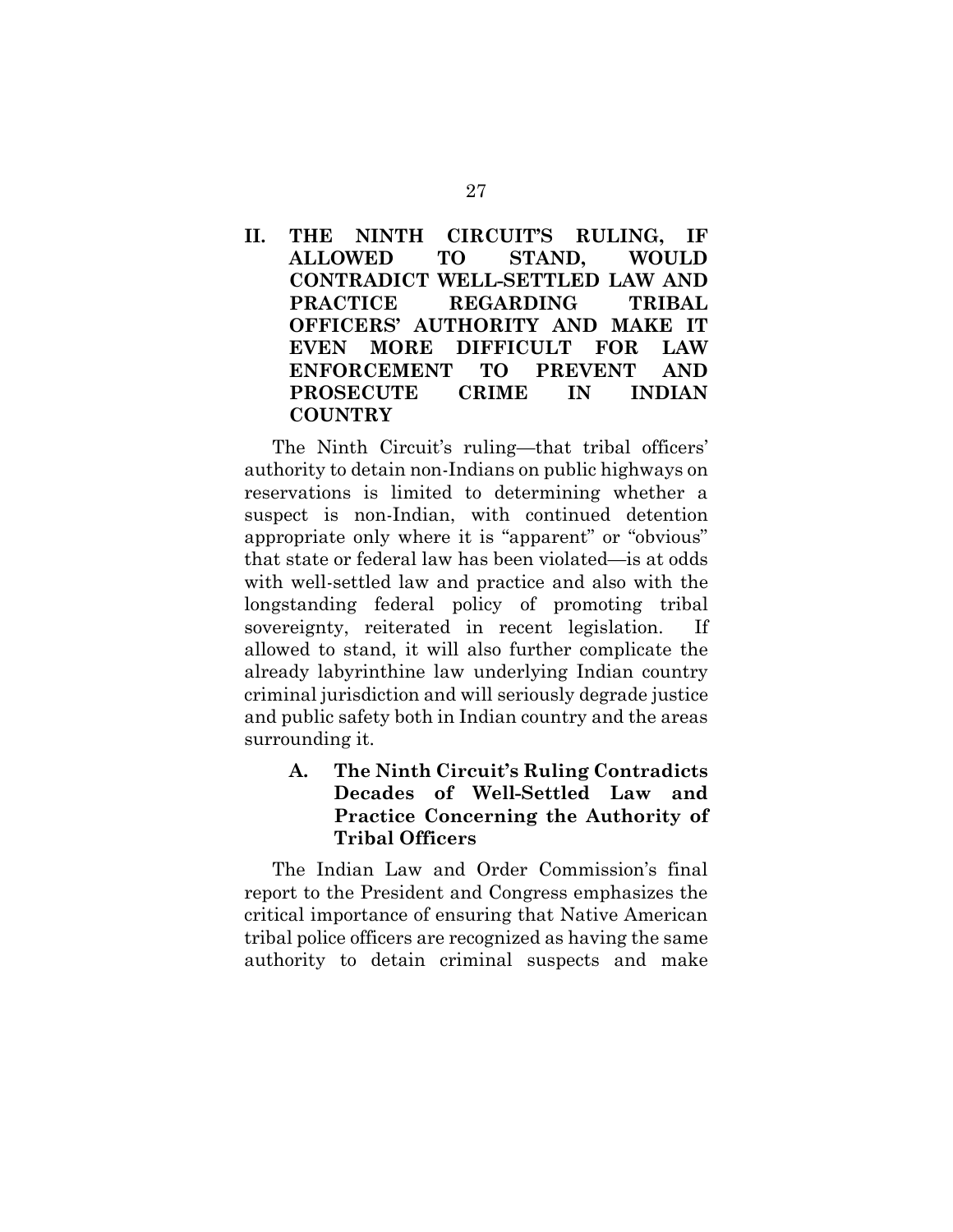## II. THE NINTH CIRCUIT'S RULING, IF ALLOWED TO STAND, WOULD CONTRADICT WELL-SETTLED LAW AND PRACTICE REGARDING TRIBAL OFFICERS' AUTHORITY AND MAKE IT EVEN MORE DIFFICULT FOR LAW ENFORCEMENT TO PREVENT AND PROSECUTE CRIME IN INDIAN COUNTRY

The Ninth Circuit's ruling—that tribal officers' authority to detain non-Indians on public highways on reservations is limited to determining whether a suspect is non-Indian, with continued detention appropriate only where it is "apparent" or "obvious" that state or federal law has been violated—is at odds with well-settled law and practice and also with the longstanding federal policy of promoting tribal sovereignty, reiterated in recent legislation. If allowed to stand, it will also further complicate the already labyrinthine law underlying Indian country criminal jurisdiction and will seriously degrade justice and public safety both in Indian country and the areas surrounding it.

### A. The Ninth Circuit's Ruling Contradicts Decades of Well-Settled Law and Practice Concerning the Authority of Tribal Officers

The Indian Law and Order Commission's final report to the President and Congress emphasizes the critical importance of ensuring that Native American tribal police officers are recognized as having the same authority to detain criminal suspects and make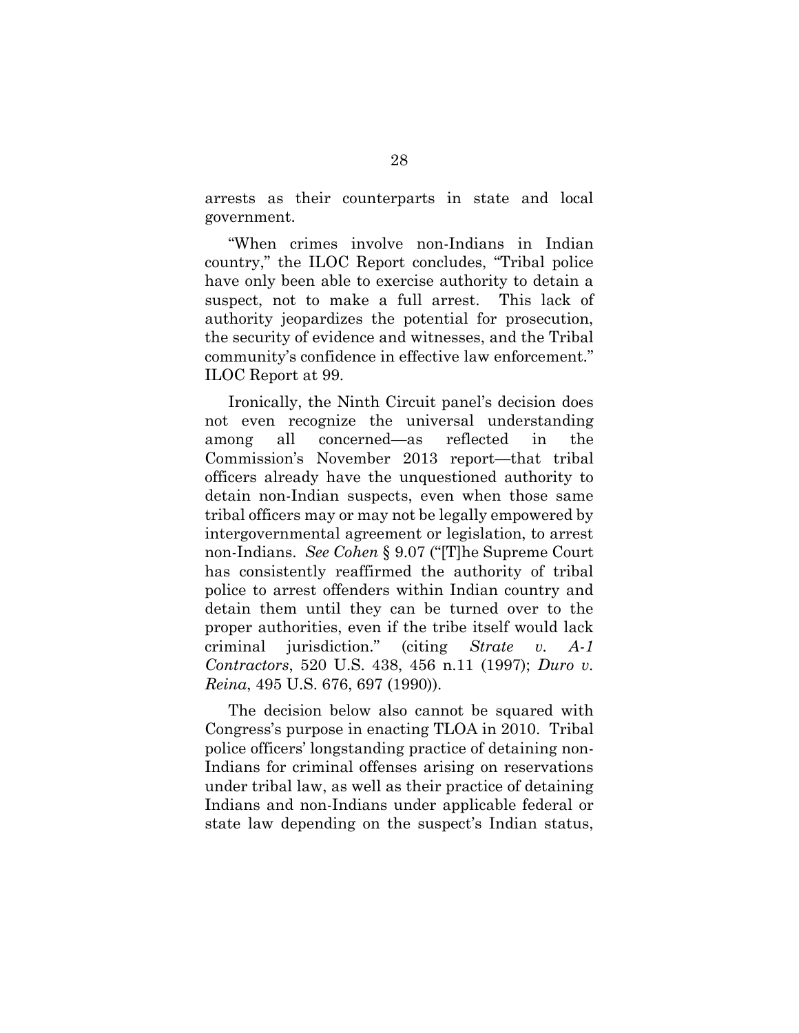arrests as their counterparts in state and local government.

"When crimes involve non-Indians in Indian country," the ILOC Report concludes, "Tribal police have only been able to exercise authority to detain a suspect, not to make a full arrest. This lack of authority jeopardizes the potential for prosecution, the security of evidence and witnesses, and the Tribal community's confidence in effective law enforcement." ILOC Report at 99.

Ironically, the Ninth Circuit panel's decision does not even recognize the universal understanding among all concerned—as reflected in the Commission's November 2013 report—that tribal officers already have the unquestioned authority to detain non-Indian suspects, even when those same tribal officers may or may not be legally empowered by intergovernmental agreement or legislation, to arrest non-Indians. *See Cohen* § 9.07 ("[T]he Supreme Court has consistently reaffirmed the authority of tribal police to arrest offenders within Indian country and detain them until they can be turned over to the proper authorities, even if the tribe itself would lack criminal jurisdiction." (citing *Strate v. A-1 Contractors*, 520 U.S. 438, 456 n.11 (1997); *Duro v. Reina*, 495 U.S. 676, 697 (1990)).

The decision below also cannot be squared with Congress's purpose in enacting TLOA in 2010. Tribal police officers' longstanding practice of detaining non-Indians for criminal offenses arising on reservations under tribal law, as well as their practice of detaining Indians and non-Indians under applicable federal or state law depending on the suspect's Indian status,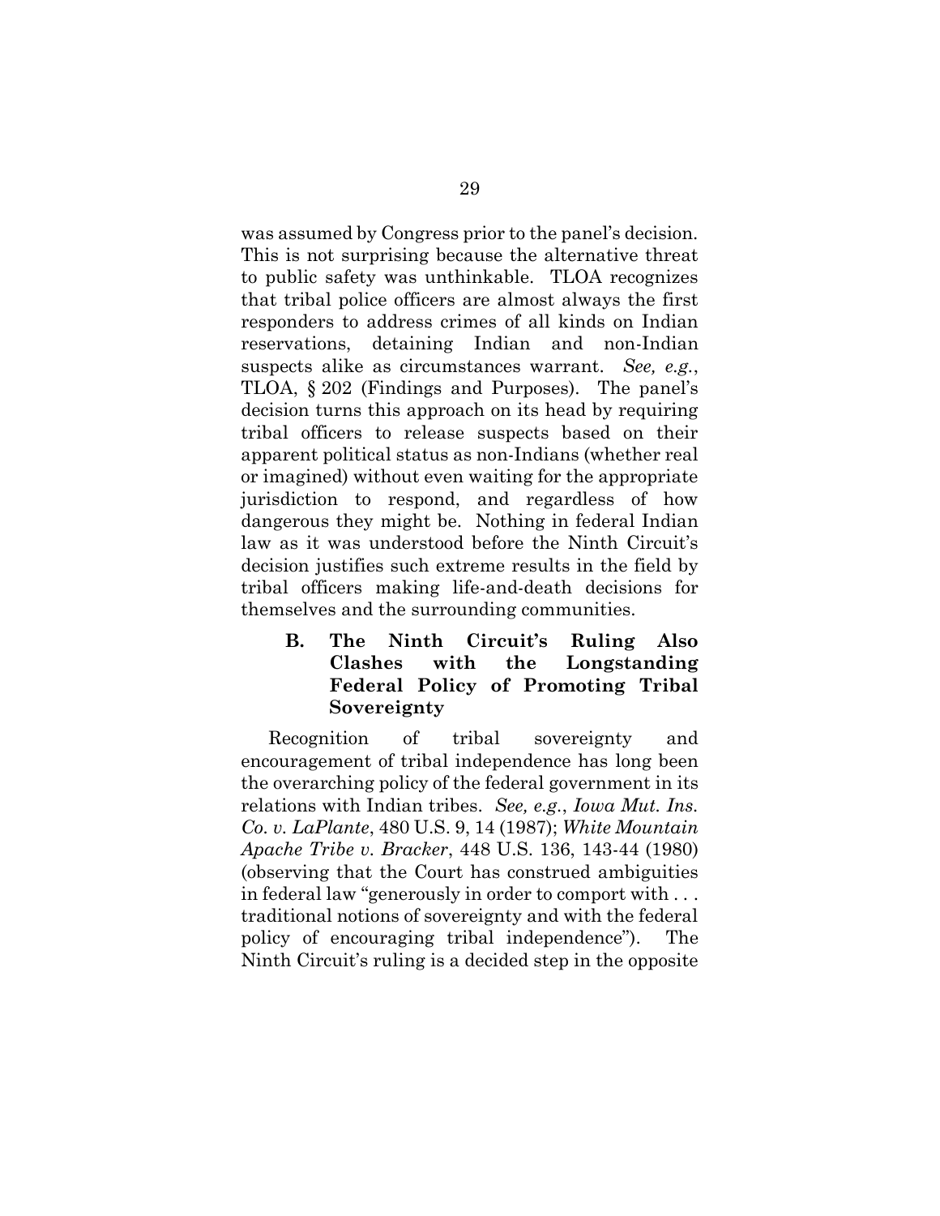was assumed by Congress prior to the panel's decision. This is not surprising because the alternative threat to public safety was unthinkable. TLOA recognizes that tribal police officers are almost always the first responders to address crimes of all kinds on Indian reservations, detaining Indian and non-Indian suspects alike as circumstances warrant. *See, e.g.*, TLOA, § 202 (Findings and Purposes). The panel's decision turns this approach on its head by requiring tribal officers to release suspects based on their apparent political status as non-Indians (whether real or imagined) without even waiting for the appropriate jurisdiction to respond, and regardless of how dangerous they might be. Nothing in federal Indian law as it was understood before the Ninth Circuit's decision justifies such extreme results in the field by tribal officers making life-and-death decisions for themselves and the surrounding communities.

### B. The Ninth Circuit's Ruling Also Clashes with the Longstanding Federal Policy of Promoting Tribal Sovereignty

Recognition of tribal sovereignty and encouragement of tribal independence has long been the overarching policy of the federal government in its relations with Indian tribes. *See, e.g.*, *Iowa Mut. Ins. Co. v. LaPlante*, 480 U.S. 9, 14 (1987); *White Mountain Apache Tribe v. Bracker*, 448 U.S. 136, 143-44 (1980) (observing that the Court has construed ambiguities in federal law "generously in order to comport with . . . traditional notions of sovereignty and with the federal policy of encouraging tribal independence"). The Ninth Circuit's ruling is a decided step in the opposite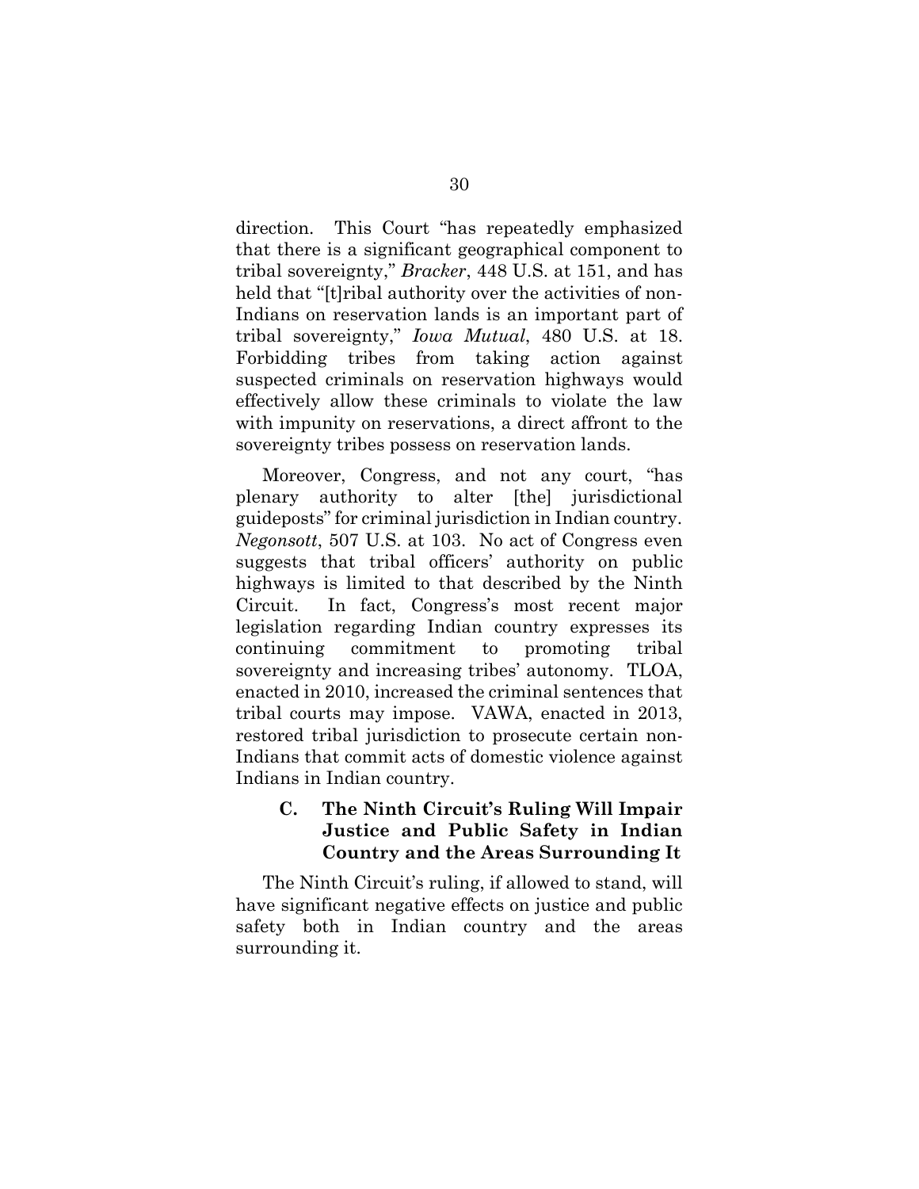direction. This Court "has repeatedly emphasized that there is a significant geographical component to tribal sovereignty," *Bracker*, 448 U.S. at 151, and has held that "[t]ribal authority over the activities of non-Indians on reservation lands is an important part of tribal sovereignty," *Iowa Mutual*, 480 U.S. at 18. Forbidding tribes from taking action against suspected criminals on reservation highways would effectively allow these criminals to violate the law with impunity on reservations, a direct affront to the sovereignty tribes possess on reservation lands.

Moreover, Congress, and not any court, "has plenary authority to alter [the] jurisdictional guideposts" for criminal jurisdiction in Indian country. *Negonsott*, 507 U.S. at 103. No act of Congress even suggests that tribal officers' authority on public highways is limited to that described by the Ninth Circuit. In fact, Congress's most recent major legislation regarding Indian country expresses its continuing commitment to promoting tribal sovereignty and increasing tribes' autonomy. TLOA, enacted in 2010, increased the criminal sentences that tribal courts may impose. VAWA, enacted in 2013, restored tribal jurisdiction to prosecute certain non-Indians that commit acts of domestic violence against Indians in Indian country.

### C. The Ninth Circuit's Ruling Will Impair Justice and Public Safety in Indian Country and the Areas Surrounding It

The Ninth Circuit's ruling, if allowed to stand, will have significant negative effects on justice and public safety both in Indian country and the areas surrounding it.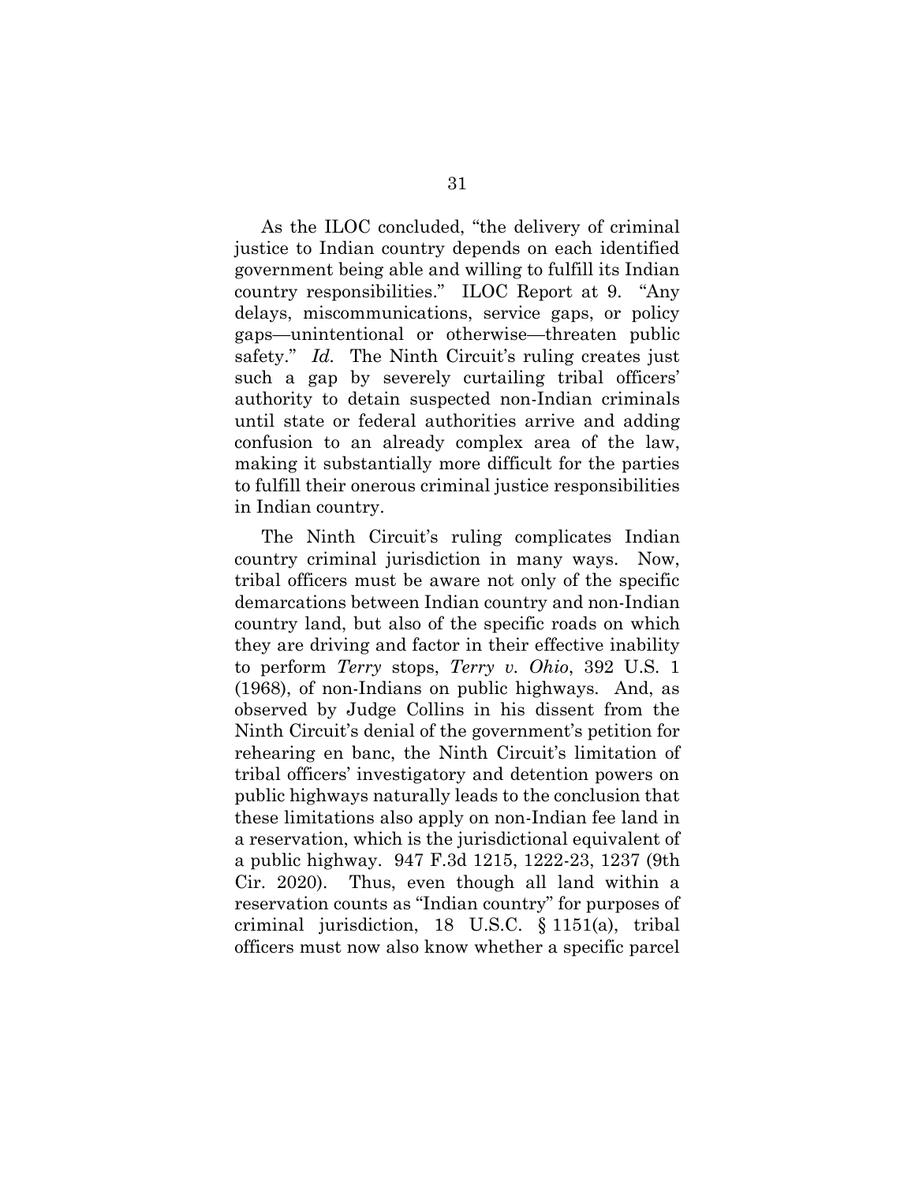As the ILOC concluded, "the delivery of criminal justice to Indian country depends on each identified government being able and willing to fulfill its Indian country responsibilities." ILOC Report at 9. "Any delays, miscommunications, service gaps, or policy gaps—unintentional or otherwise—threaten public safety." *Id.* The Ninth Circuit's ruling creates just such a gap by severely curtailing tribal officers' authority to detain suspected non-Indian criminals until state or federal authorities arrive and adding confusion to an already complex area of the law, making it substantially more difficult for the parties to fulfill their onerous criminal justice responsibilities in Indian country.

The Ninth Circuit's ruling complicates Indian country criminal jurisdiction in many ways. Now, tribal officers must be aware not only of the specific demarcations between Indian country and non-Indian country land, but also of the specific roads on which they are driving and factor in their effective inability to perform *Terry* stops, *Terry v. Ohio*, 392 U.S. 1 (1968), of non-Indians on public highways. And, as observed by Judge Collins in his dissent from the Ninth Circuit's denial of the government's petition for rehearing en banc, the Ninth Circuit's limitation of tribal officers' investigatory and detention powers on public highways naturally leads to the conclusion that these limitations also apply on non-Indian fee land in a reservation, which is the jurisdictional equivalent of a public highway. 947 F.3d 1215, 1222-23, 1237 (9th Cir. 2020). Thus, even though all land within a reservation counts as "Indian country" for purposes of criminal jurisdiction, 18 U.S.C. § 1151(a), tribal officers must now also know whether a specific parcel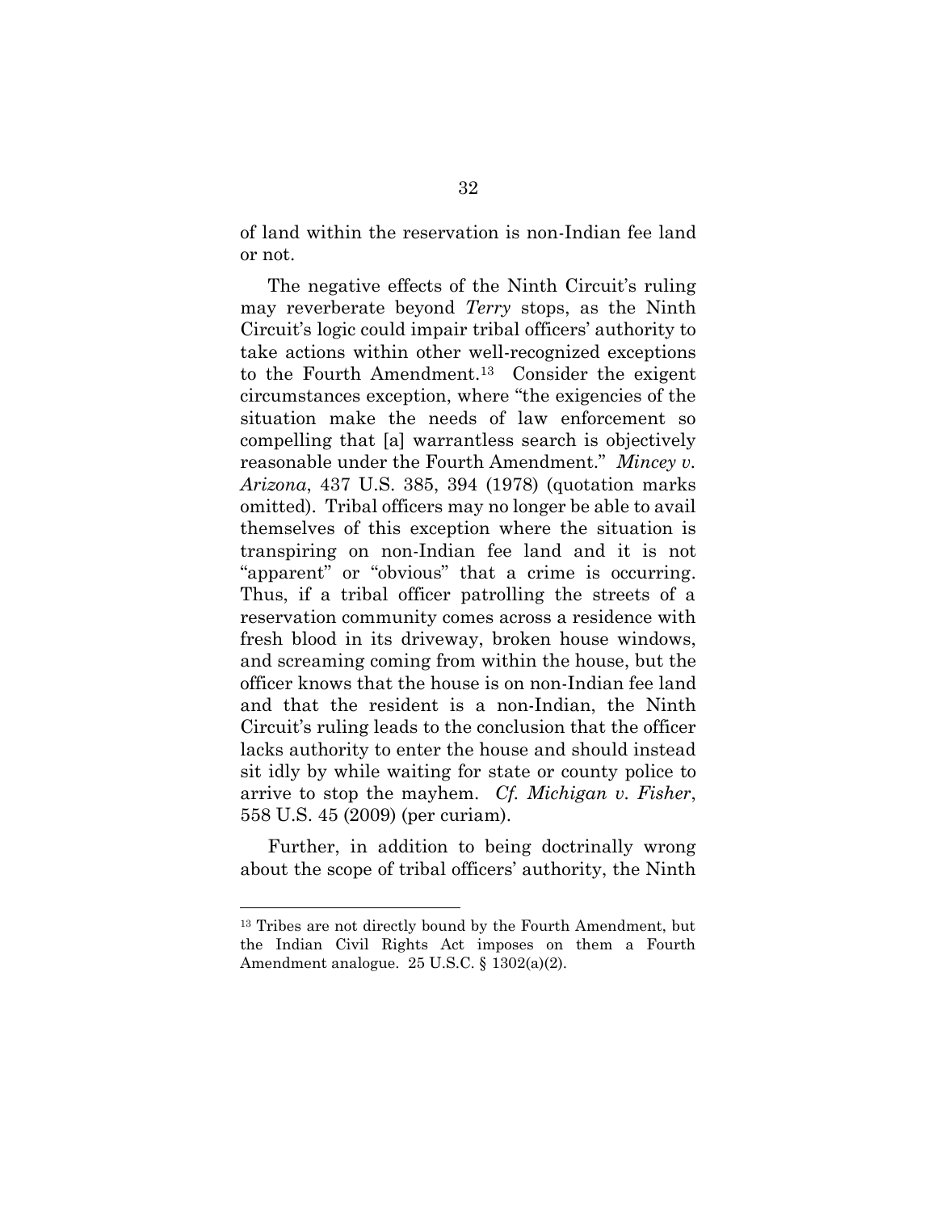of land within the reservation is non-Indian fee land or not.

The negative effects of the Ninth Circuit's ruling may reverberate beyond *Terry* stops, as the Ninth Circuit's logic could impair tribal officers' authority to take actions within other well-recognized exceptions to the Fourth Amendment.[13] Consider the exigent circumstances exception, where "the exigencies of the situation make the needs of law enforcement so compelling that [a] warrantless search is objectively reasonable under the Fourth Amendment." *Mincey v. Arizona*, 437 U.S. 385, 394 (1978) (quotation marks omitted). Tribal officers may no longer be able to avail themselves of this exception where the situation is transpiring on non-Indian fee land and it is not "apparent" or "obvious" that a crime is occurring. Thus, if a tribal officer patrolling the streets of a reservation community comes across a residence with fresh blood in its driveway, broken house windows, and screaming coming from within the house, but the officer knows that the house is on non-Indian fee land and that the resident is a non-Indian, the Ninth Circuit's ruling leads to the conclusion that the officer lacks authority to enter the house and should instead sit idly by while waiting for state or county police to arrive to stop the mayhem. *Cf. Michigan v. Fisher*, 558 U.S. 45 (2009) (per curiam).

Further, in addition to being doctrinally wrong about the scope of tribal officers' authority, the Ninth

---

[13] Tribes are not directly bound by the Fourth Amendment, but the Indian Civil Rights Act imposes on them a Fourth Amendment analogue. 25 U.S.C. § 1302(a)(2).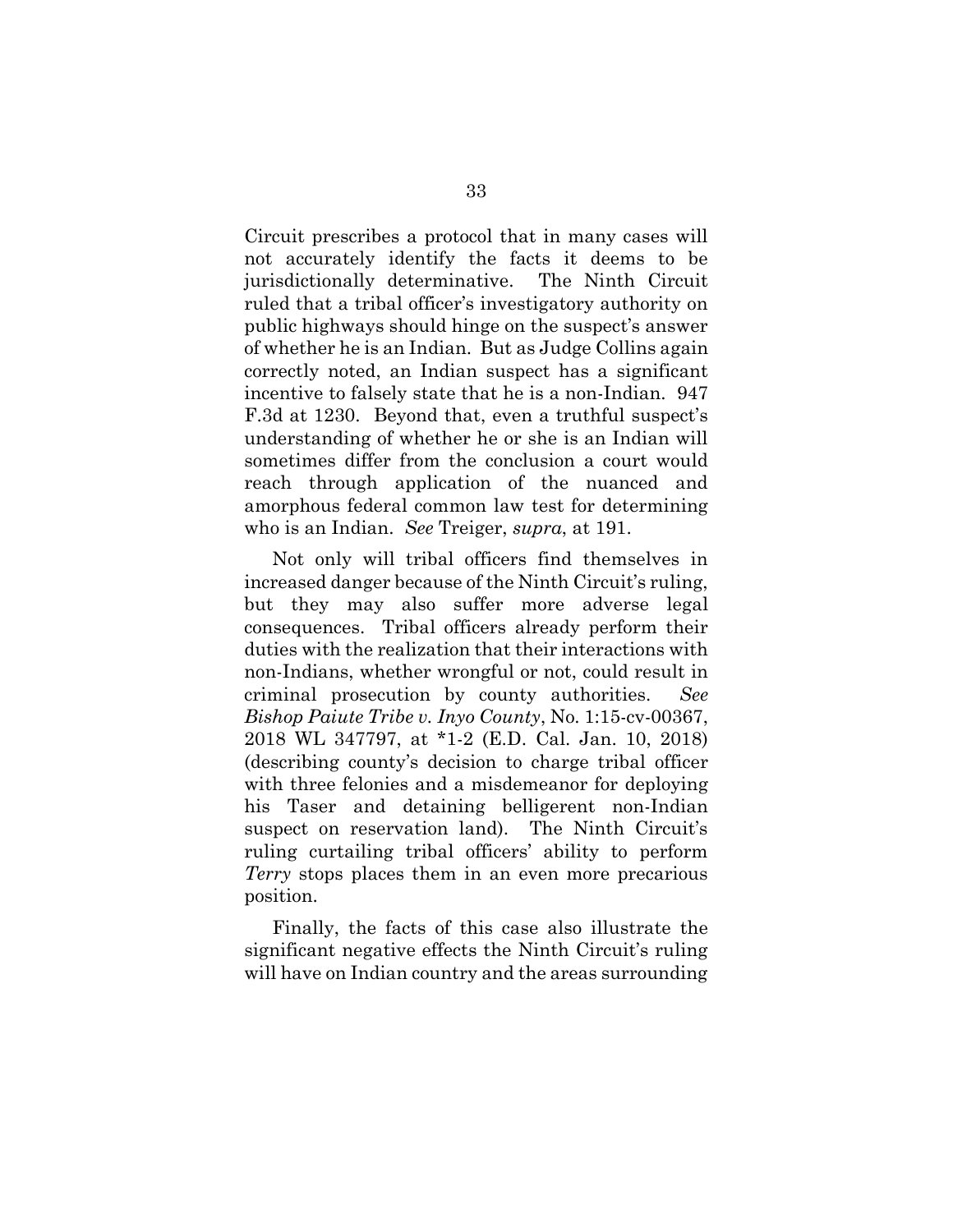Circuit prescribes a protocol that in many cases will not accurately identify the facts it deems to be jurisdictionally determinative. The Ninth Circuit ruled that a tribal officer's investigatory authority on public highways should hinge on the suspect's answer of whether he is an Indian. But as Judge Collins again correctly noted, an Indian suspect has a significant incentive to falsely state that he is a non-Indian. 947 F.3d at 1230. Beyond that, even a truthful suspect's understanding of whether he or she is an Indian will sometimes differ from the conclusion a court would reach through application of the nuanced and amorphous federal common law test for determining who is an Indian. *See* Treiger, *supra*, at 191.

Not only will tribal officers find themselves in increased danger because of the Ninth Circuit's ruling, but they may also suffer more adverse legal consequences. Tribal officers already perform their duties with the realization that their interactions with non-Indians, whether wrongful or not, could result in criminal prosecution by county authorities. *See Bishop Paiute Tribe v. Inyo County*, No. 1:15-cv-00367, 2018 WL 347797, at *1-2 (E.D. Cal. Jan. 10, 2018) (describing county's decision to charge tribal officer with three felonies and a misdemeanor for deploying his Taser and detaining belligerent non-Indian suspect on reservation land). The Ninth Circuit's ruling curtailing tribal officers' ability to perform *Terry* stops places them in an even more precarious position.

Finally, the facts of this case also illustrate the significant negative effects the Ninth Circuit's ruling will have on Indian country and the areas surrounding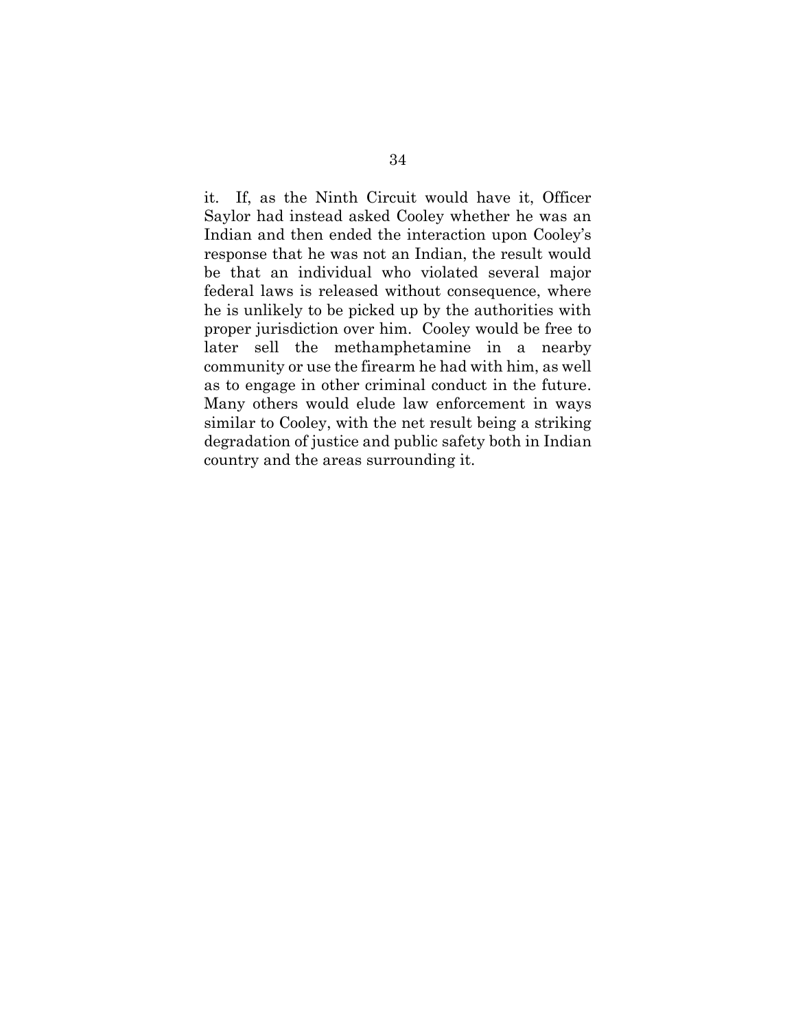it. If, as the Ninth Circuit would have it, Officer Saylor had instead asked Cooley whether he was an Indian and then ended the interaction upon Cooley's response that he was not an Indian, the result would be that an individual who violated several major federal laws is released without consequence, where he is unlikely to be picked up by the authorities with proper jurisdiction over him. Cooley would be free to later sell the methamphetamine in a nearby community or use the firearm he had with him, as well as to engage in other criminal conduct in the future. Many others would elude law enforcement in ways similar to Cooley, with the net result being a striking degradation of justice and public safety both in Indian country and the areas surrounding it.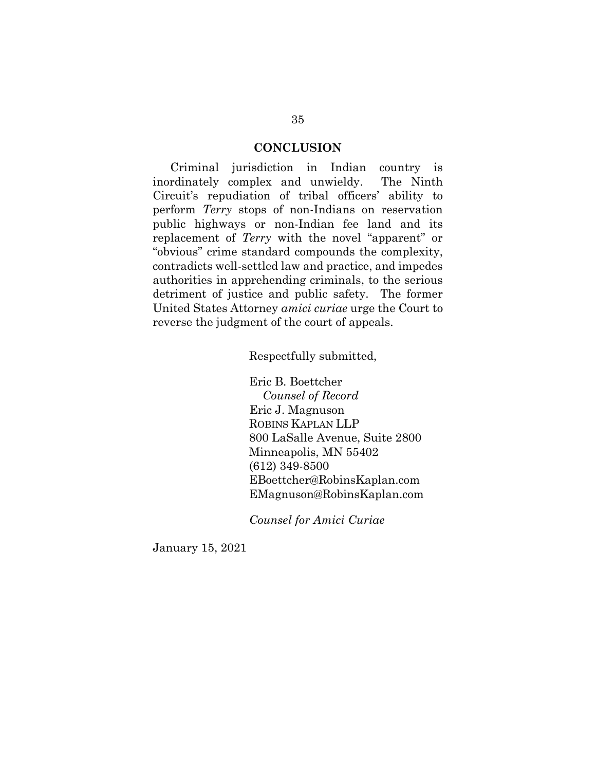## CONCLUSION

Criminal jurisdiction in Indian country is inordinately complex and unwieldy. The Ninth Circuit's repudiation of tribal officers' ability to perform *Terry* stops of non-Indians on reservation public highways or non-Indian fee land and its replacement of *Terry* with the novel "apparent" or "obvious" crime standard compounds the complexity, contradicts well-settled law and practice, and impedes authorities in apprehending criminals, to the serious detriment of justice and public safety. The former United States Attorney *amici curiae* urge the Court to reverse the judgment of the court of appeals.

Respectfully submitted,

Eric B. Boettcher
*Counsel of Record*
Eric J. Magnuson
ROBINS KAPLAN LLP
800 LaSalle Avenue, Suite 2800
Minneapolis, MN 55402
(612) 349-8500
EBoettcher@RobinsKaplan.com
EMagnuson@RobinsKaplan.com

*Counsel for Amici Curiae*

January 15, 2021